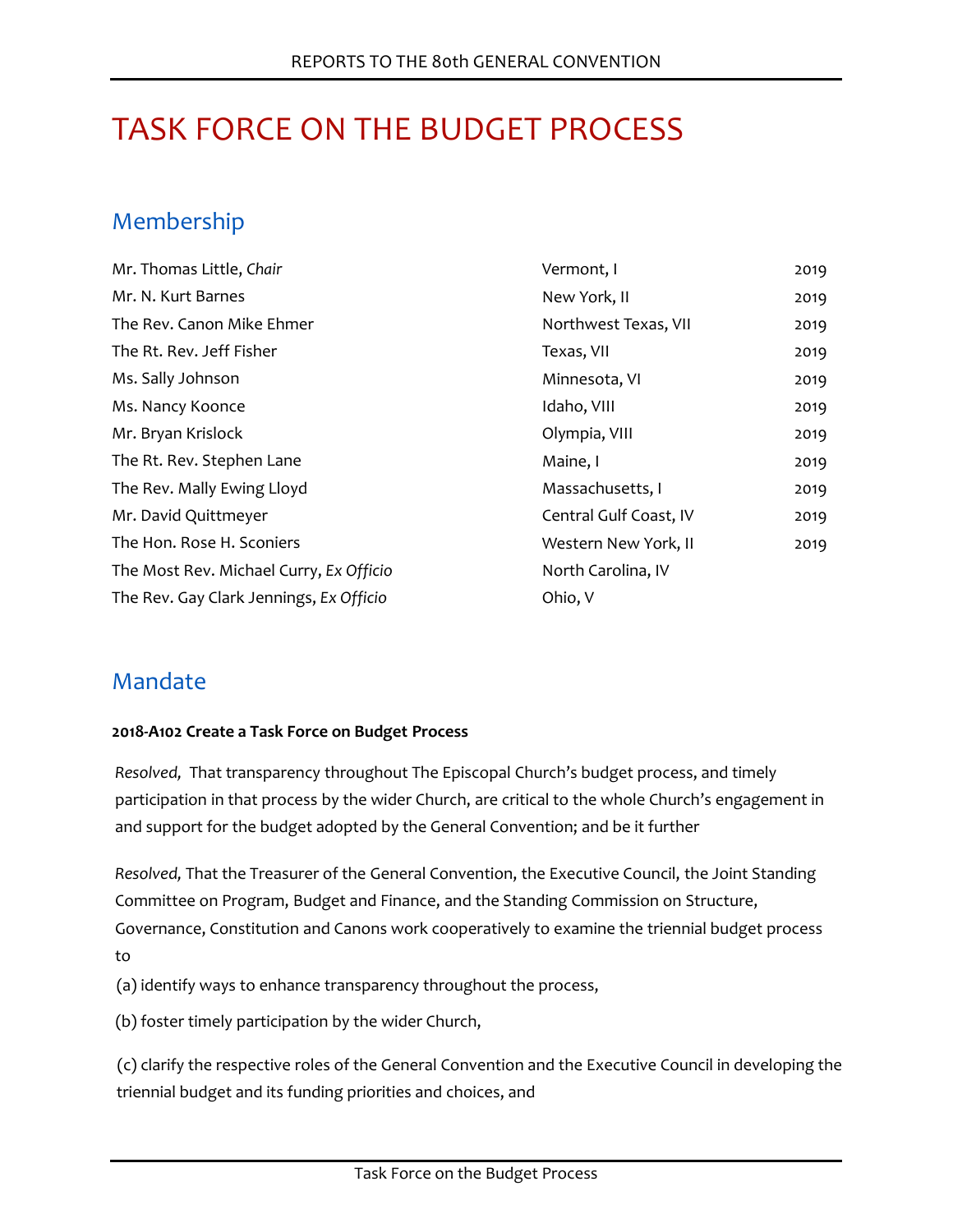# TASK FORCE ON THE BUDGET PROCESS

## Membership

| | | |
|---|---|---|
| Mr. Thomas Little, *Chair* | Vermont, I | 2019 |
| Mr. N. Kurt Barnes | New York, II | 2019 |
| The Rev. Canon Mike Ehmer | Northwest Texas, VII | 2019 |
| The Rt. Rev. Jeff Fisher | Texas, VII | 2019 |
| Ms. Sally Johnson | Minnesota, VI | 2019 |
| Ms. Nancy Koonce | Idaho, VIII | 2019 |
| Mr. Bryan Krislock | Olympia, VIII | 2019 |
| The Rt. Rev. Stephen Lane | Maine, I | 2019 |
| The Rev. Mally Ewing Lloyd | Massachusetts, I | 2019 |
| Mr. David Quittmeyer | Central Gulf Coast, IV | 2019 |
| The Hon. Rose H. Sconiers | Western New York, II | 2019 |
| The Most Rev. Michael Curry, *Ex Officio* | North Carolina, IV | |
| The Rev. Gay Clark Jennings, *Ex Officio* | Ohio, V | |

## Mandate

**2018-A102 Create a Task Force on Budget Process**

*Resolved,* That transparency throughout The Episcopal Church's budget process, and timely participation in that process by the wider Church, are critical to the whole Church's engagement in and support for the budget adopted by the General Convention; and be it further

*Resolved,* That the Treasurer of the General Convention, the Executive Council, the Joint Standing Committee on Program, Budget and Finance, and the Standing Commission on Structure, Governance, Constitution and Canons work cooperatively to examine the triennial budget process to

(a) identify ways to enhance transparency throughout the process,

(b) foster timely participation by the wider Church,

(c) clarify the respective roles of the General Convention and the Executive Council in developing the triennial budget and its funding priorities and choices, and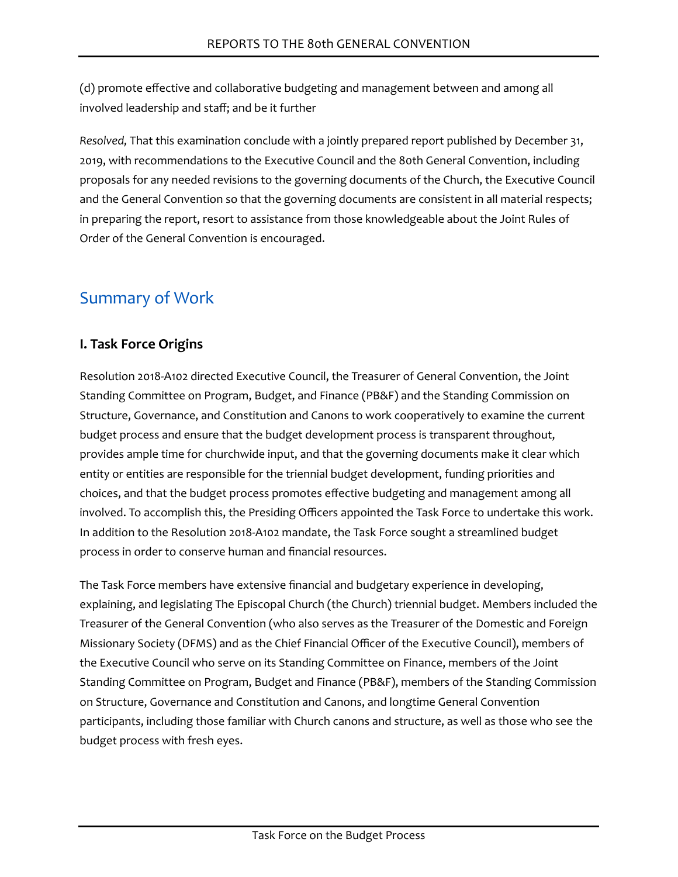(d) promote effective and collaborative budgeting and management between and among all involved leadership and staff; and be it further

*Resolved,* That this examination conclude with a jointly prepared report published by December 31, 2019, with recommendations to the Executive Council and the 80th General Convention, including proposals for any needed revisions to the governing documents of the Church, the Executive Council and the General Convention so that the governing documents are consistent in all material respects; in preparing the report, resort to assistance from those knowledgeable about the Joint Rules of Order of the General Convention is encouraged.

## Summary of Work

### I. Task Force Origins

Resolution 2018-A102 directed Executive Council, the Treasurer of General Convention, the Joint Standing Committee on Program, Budget, and Finance (PB&F) and the Standing Commission on Structure, Governance, and Constitution and Canons to work cooperatively to examine the current budget process and ensure that the budget development process is transparent throughout, provides ample time for churchwide input, and that the governing documents make it clear which entity or entities are responsible for the triennial budget development, funding priorities and choices, and that the budget process promotes effective budgeting and management among all involved. To accomplish this, the Presiding Officers appointed the Task Force to undertake this work. In addition to the Resolution 2018-A102 mandate, the Task Force sought a streamlined budget process in order to conserve human and financial resources.

The Task Force members have extensive financial and budgetary experience in developing, explaining, and legislating The Episcopal Church (the Church) triennial budget. Members included the Treasurer of the General Convention (who also serves as the Treasurer of the Domestic and Foreign Missionary Society (DFMS) and as the Chief Financial Officer of the Executive Council), members of the Executive Council who serve on its Standing Committee on Finance, members of the Joint Standing Committee on Program, Budget and Finance (PB&F), members of the Standing Commission on Structure, Governance and Constitution and Canons, and longtime General Convention participants, including those familiar with Church canons and structure, as well as those who see the budget process with fresh eyes.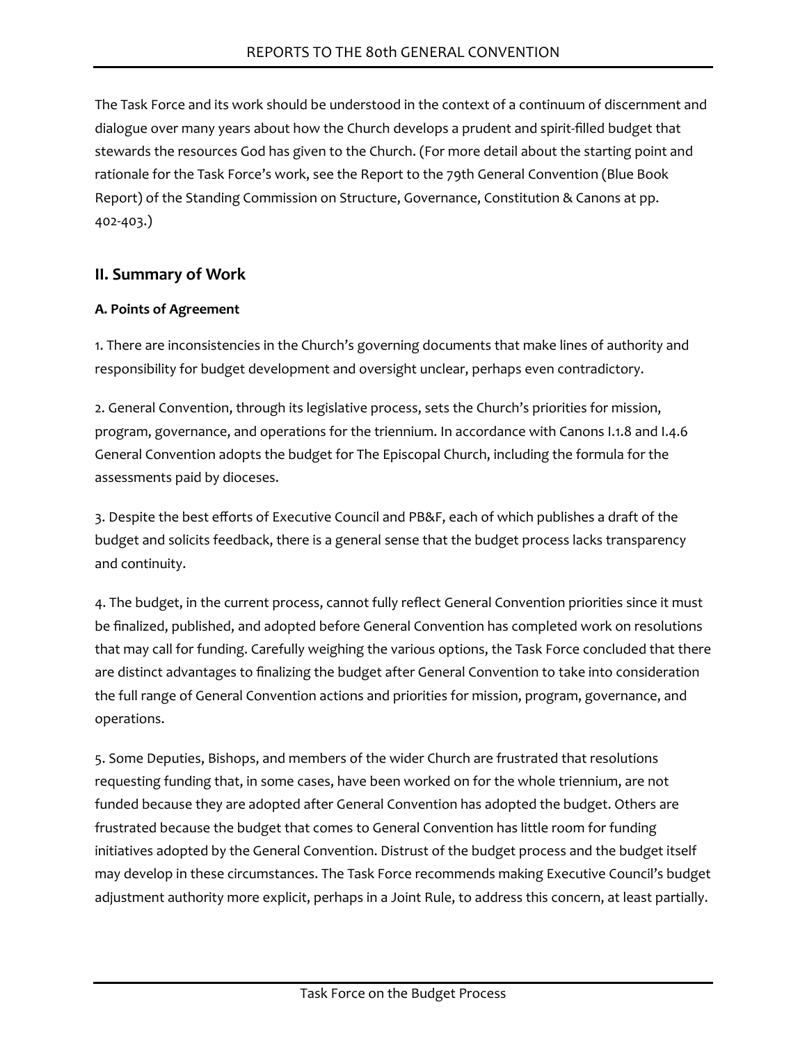The Task Force and its work should be understood in the context of a continuum of discernment and dialogue over many years about how the Church develops a prudent and spirit-filled budget that stewards the resources God has given to the Church. (For more detail about the starting point and rationale for the Task Force's work, see the Report to the 79th General Convention (Blue Book Report) of the Standing Commission on Structure, Governance, Constitution & Canons at pp. 402-403.)

## II. Summary of Work

### A. Points of Agreement

1. There are inconsistencies in the Church's governing documents that make lines of authority and responsibility for budget development and oversight unclear, perhaps even contradictory.

2. General Convention, through its legislative process, sets the Church's priorities for mission, program, governance, and operations for the triennium. In accordance with Canons I.1.8 and I.4.6 General Convention adopts the budget for The Episcopal Church, including the formula for the assessments paid by dioceses.

3. Despite the best efforts of Executive Council and PB&F, each of which publishes a draft of the budget and solicits feedback, there is a general sense that the budget process lacks transparency and continuity.

4. The budget, in the current process, cannot fully reflect General Convention priorities since it must be finalized, published, and adopted before General Convention has completed work on resolutions that may call for funding. Carefully weighing the various options, the Task Force concluded that there are distinct advantages to finalizing the budget after General Convention to take into consideration the full range of General Convention actions and priorities for mission, program, governance, and operations.

5. Some Deputies, Bishops, and members of the wider Church are frustrated that resolutions requesting funding that, in some cases, have been worked on for the whole triennium, are not funded because they are adopted after General Convention has adopted the budget. Others are frustrated because the budget that comes to General Convention has little room for funding initiatives adopted by the General Convention. Distrust of the budget process and the budget itself may develop in these circumstances. The Task Force recommends making Executive Council's budget adjustment authority more explicit, perhaps in a Joint Rule, to address this concern, at least partially.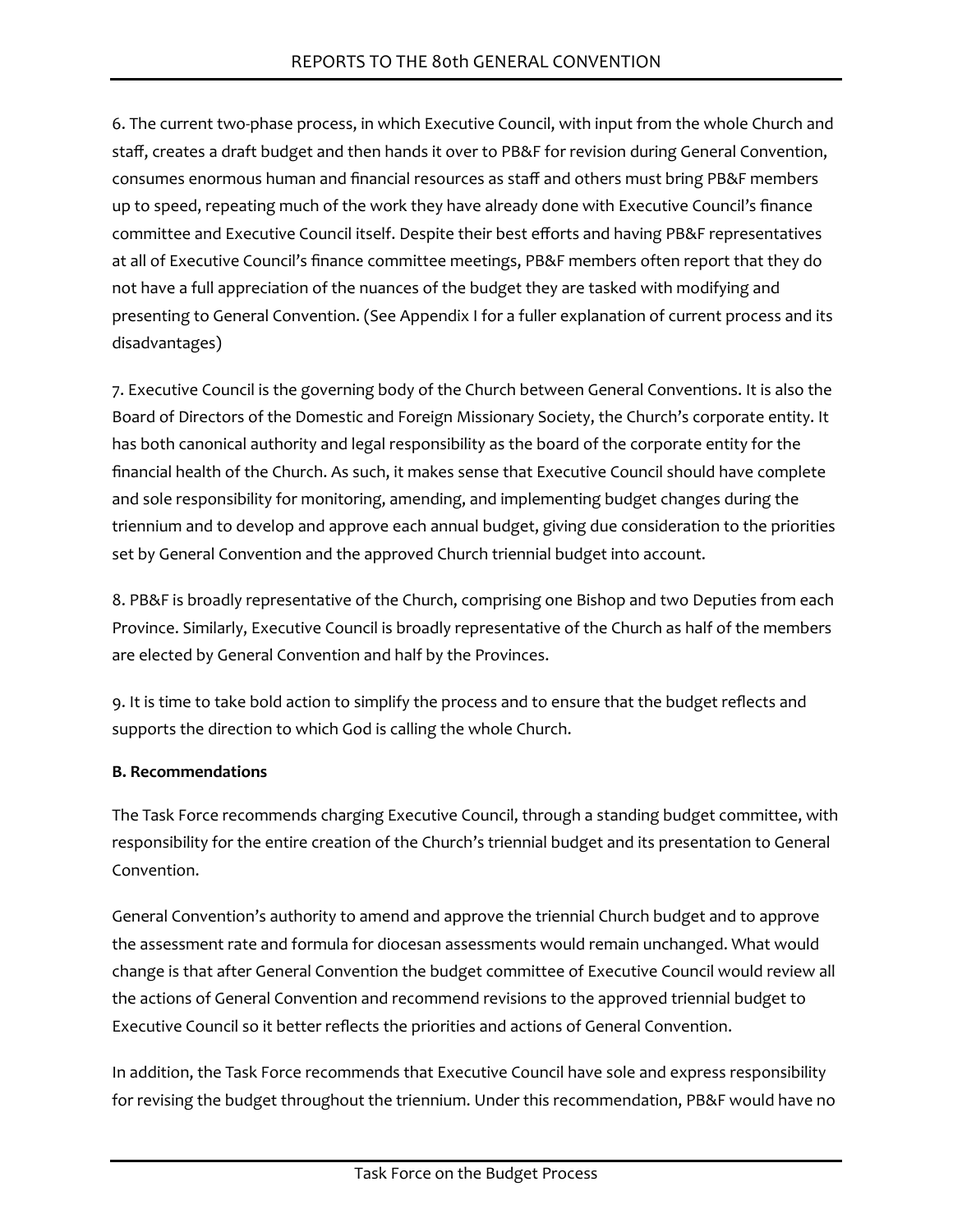6. The current two-phase process, in which Executive Council, with input from the whole Church and staff, creates a draft budget and then hands it over to PB&F for revision during General Convention, consumes enormous human and financial resources as staff and others must bring PB&F members up to speed, repeating much of the work they have already done with Executive Council's finance committee and Executive Council itself. Despite their best efforts and having PB&F representatives at all of Executive Council's finance committee meetings, PB&F members often report that they do not have a full appreciation of the nuances of the budget they are tasked with modifying and presenting to General Convention. (See Appendix I for a fuller explanation of current process and its disadvantages)

7. Executive Council is the governing body of the Church between General Conventions. It is also the Board of Directors of the Domestic and Foreign Missionary Society, the Church's corporate entity. It has both canonical authority and legal responsibility as the board of the corporate entity for the financial health of the Church. As such, it makes sense that Executive Council should have complete and sole responsibility for monitoring, amending, and implementing budget changes during the triennium and to develop and approve each annual budget, giving due consideration to the priorities set by General Convention and the approved Church triennial budget into account.

8. PB&F is broadly representative of the Church, comprising one Bishop and two Deputies from each Province. Similarly, Executive Council is broadly representative of the Church as half of the members are elected by General Convention and half by the Provinces.

9. It is time to take bold action to simplify the process and to ensure that the budget reflects and supports the direction to which God is calling the whole Church.

**B. Recommendations**

The Task Force recommends charging Executive Council, through a standing budget committee, with responsibility for the entire creation of the Church's triennial budget and its presentation to General Convention.

General Convention's authority to amend and approve the triennial Church budget and to approve the assessment rate and formula for diocesan assessments would remain unchanged. What would change is that after General Convention the budget committee of Executive Council would review all the actions of General Convention and recommend revisions to the approved triennial budget to Executive Council so it better reflects the priorities and actions of General Convention.

In addition, the Task Force recommends that Executive Council have sole and express responsibility for revising the budget throughout the triennium. Under this recommendation, PB&F would have no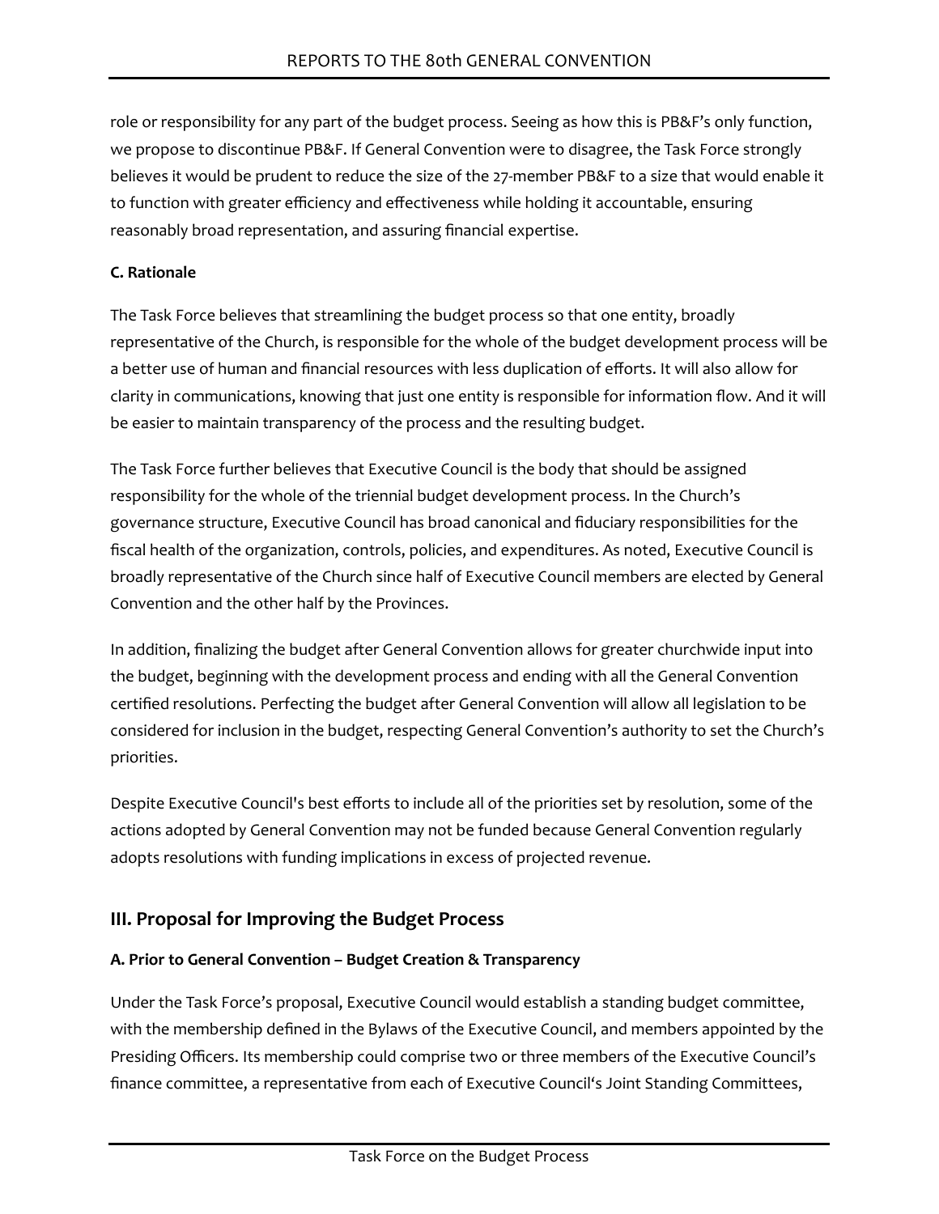role or responsibility for any part of the budget process. Seeing as how this is PB&F's only function, we propose to discontinue PB&F. If General Convention were to disagree, the Task Force strongly believes it would be prudent to reduce the size of the 27-member PB&F to a size that would enable it to function with greater efficiency and effectiveness while holding it accountable, ensuring reasonably broad representation, and assuring financial expertise.

**C. Rationale**

The Task Force believes that streamlining the budget process so that one entity, broadly representative of the Church, is responsible for the whole of the budget development process will be a better use of human and financial resources with less duplication of efforts. It will also allow for clarity in communications, knowing that just one entity is responsible for information flow. And it will be easier to maintain transparency of the process and the resulting budget.

The Task Force further believes that Executive Council is the body that should be assigned responsibility for the whole of the triennial budget development process. In the Church's governance structure, Executive Council has broad canonical and fiduciary responsibilities for the fiscal health of the organization, controls, policies, and expenditures. As noted, Executive Council is broadly representative of the Church since half of Executive Council members are elected by General Convention and the other half by the Provinces.

In addition, finalizing the budget after General Convention allows for greater churchwide input into the budget, beginning with the development process and ending with all the General Convention certified resolutions. Perfecting the budget after General Convention will allow all legislation to be considered for inclusion in the budget, respecting General Convention's authority to set the Church's priorities.

Despite Executive Council's best efforts to include all of the priorities set by resolution, some of the actions adopted by General Convention may not be funded because General Convention regularly adopts resolutions with funding implications in excess of projected revenue.

## III. Proposal for Improving the Budget Process

**A. Prior to General Convention – Budget Creation & Transparency**

Under the Task Force's proposal, Executive Council would establish a standing budget committee, with the membership defined in the Bylaws of the Executive Council, and members appointed by the Presiding Officers. Its membership could comprise two or three members of the Executive Council's finance committee, a representative from each of Executive Council's Joint Standing Committees,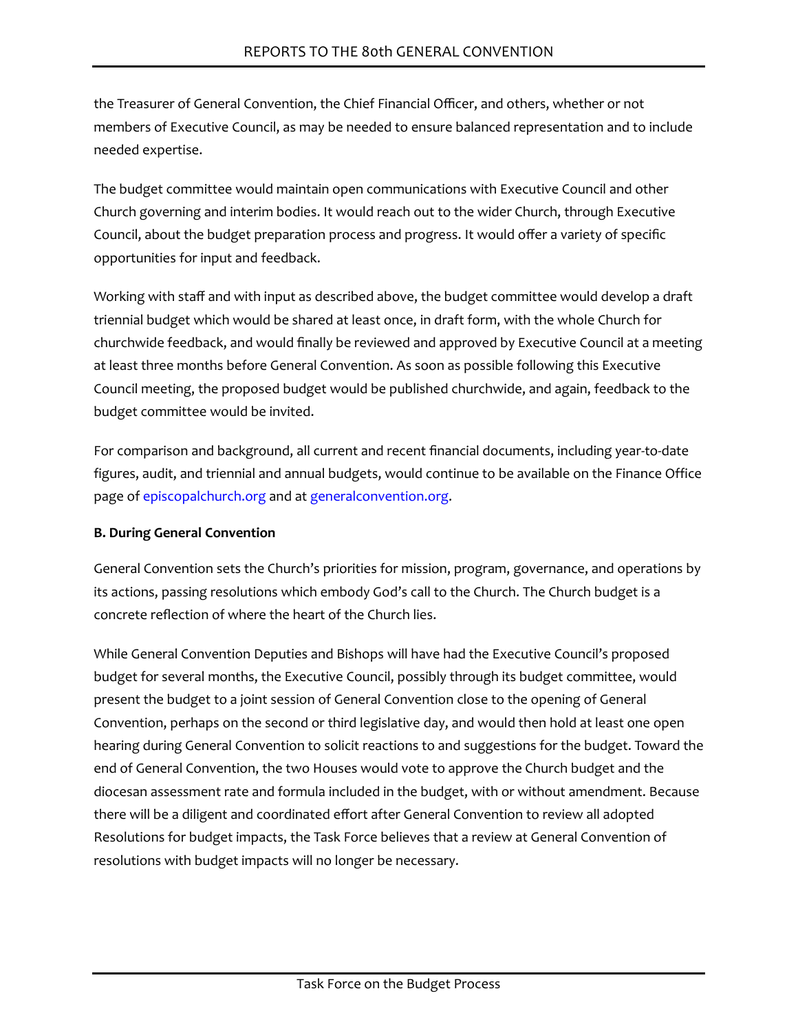the Treasurer of General Convention, the Chief Financial Officer, and others, whether or not members of Executive Council, as may be needed to ensure balanced representation and to include needed expertise.

The budget committee would maintain open communications with Executive Council and other Church governing and interim bodies. It would reach out to the wider Church, through Executive Council, about the budget preparation process and progress. It would offer a variety of specific opportunities for input and feedback.

Working with staff and with input as described above, the budget committee would develop a draft triennial budget which would be shared at least once, in draft form, with the whole Church for churchwide feedback, and would finally be reviewed and approved by Executive Council at a meeting at least three months before General Convention. As soon as possible following this Executive Council meeting, the proposed budget would be published churchwide, and again, feedback to the budget committee would be invited.

For comparison and background, all current and recent financial documents, including year-to-date figures, audit, and triennial and annual budgets, would continue to be available on the Finance Office page of episcopalchurch.org and at generalconvention.org.

**B. During General Convention**

General Convention sets the Church's priorities for mission, program, governance, and operations by its actions, passing resolutions which embody God's call to the Church. The Church budget is a concrete reflection of where the heart of the Church lies.

While General Convention Deputies and Bishops will have had the Executive Council's proposed budget for several months, the Executive Council, possibly through its budget committee, would present the budget to a joint session of General Convention close to the opening of General Convention, perhaps on the second or third legislative day, and would then hold at least one open hearing during General Convention to solicit reactions to and suggestions for the budget. Toward the end of General Convention, the two Houses would vote to approve the Church budget and the diocesan assessment rate and formula included in the budget, with or without amendment. Because there will be a diligent and coordinated effort after General Convention to review all adopted Resolutions for budget impacts, the Task Force believes that a review at General Convention of resolutions with budget impacts will no longer be necessary.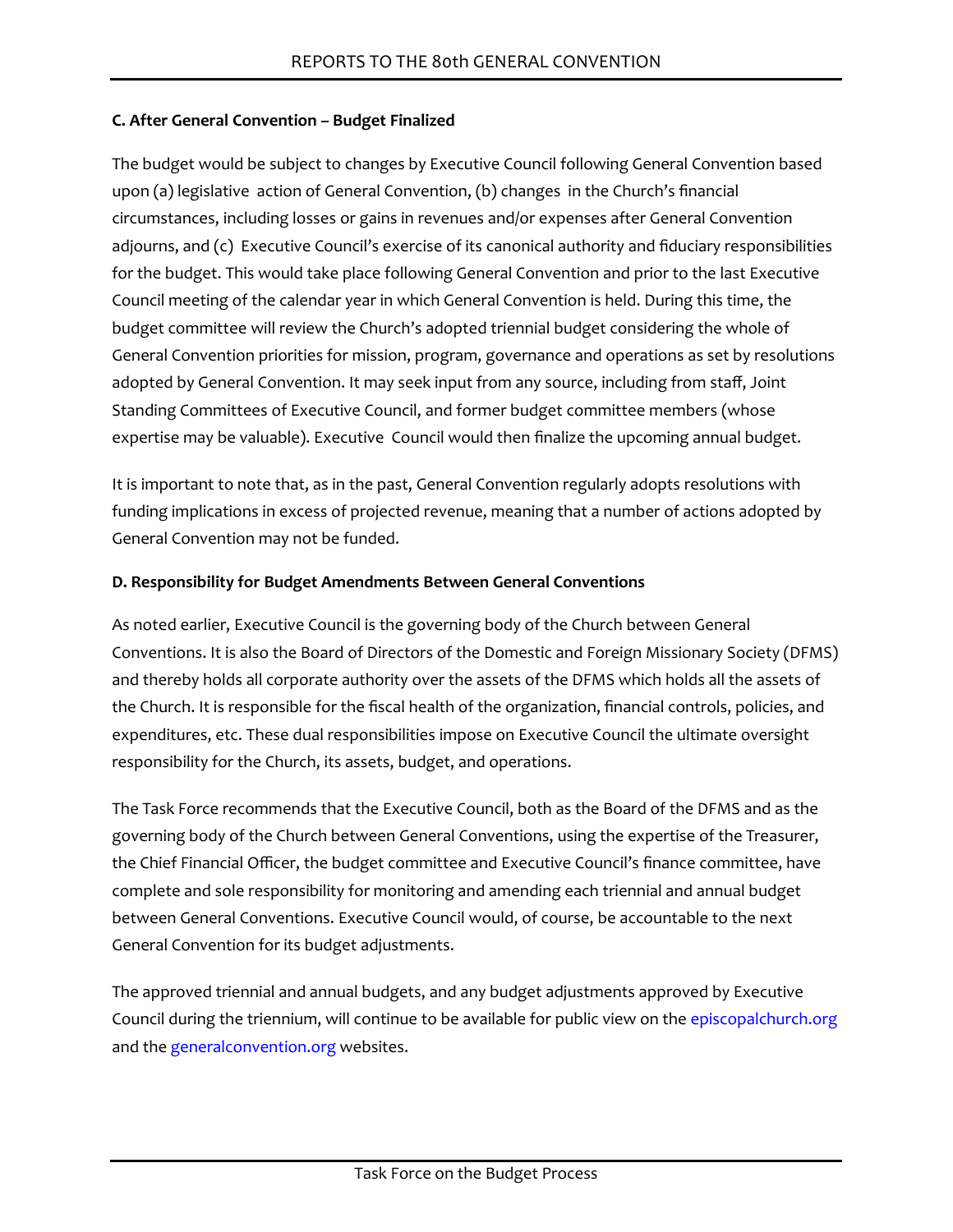**C. After General Convention – Budget Finalized**

The budget would be subject to changes by Executive Council following General Convention based upon (a) legislative action of General Convention, (b) changes in the Church's financial circumstances, including losses or gains in revenues and/or expenses after General Convention adjourns, and (c) Executive Council's exercise of its canonical authority and fiduciary responsibilities for the budget. This would take place following General Convention and prior to the last Executive Council meeting of the calendar year in which General Convention is held. During this time, the budget committee will review the Church's adopted triennial budget considering the whole of General Convention priorities for mission, program, governance and operations as set by resolutions adopted by General Convention. It may seek input from any source, including from staff, Joint Standing Committees of Executive Council, and former budget committee members (whose expertise may be valuable). Executive Council would then finalize the upcoming annual budget.

It is important to note that, as in the past, General Convention regularly adopts resolutions with funding implications in excess of projected revenue, meaning that a number of actions adopted by General Convention may not be funded.

**D. Responsibility for Budget Amendments Between General Conventions**

As noted earlier, Executive Council is the governing body of the Church between General Conventions. It is also the Board of Directors of the Domestic and Foreign Missionary Society (DFMS) and thereby holds all corporate authority over the assets of the DFMS which holds all the assets of the Church. It is responsible for the fiscal health of the organization, financial controls, policies, and expenditures, etc. These dual responsibilities impose on Executive Council the ultimate oversight responsibility for the Church, its assets, budget, and operations.

The Task Force recommends that the Executive Council, both as the Board of the DFMS and as the governing body of the Church between General Conventions, using the expertise of the Treasurer, the Chief Financial Officer, the budget committee and Executive Council's finance committee, have complete and sole responsibility for monitoring and amending each triennial and annual budget between General Conventions. Executive Council would, of course, be accountable to the next General Convention for its budget adjustments.

The approved triennial and annual budgets, and any budget adjustments approved by Executive Council during the triennium, will continue to be available for public view on the episcopalchurch.org and the generalconvention.org websites.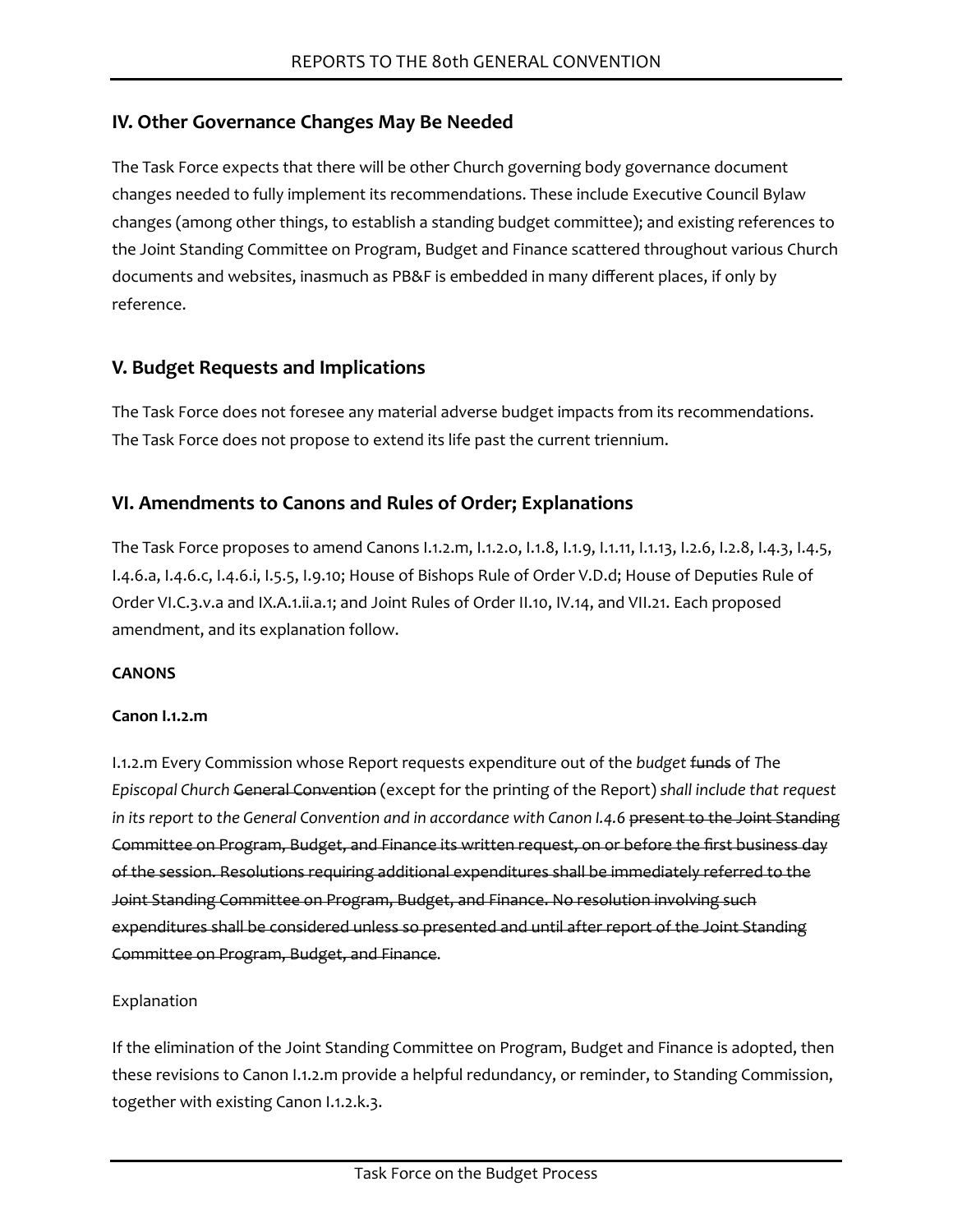## IV. Other Governance Changes May Be Needed

The Task Force expects that there will be other Church governing body governance document changes needed to fully implement its recommendations. These include Executive Council Bylaw changes (among other things, to establish a standing budget committee); and existing references to the Joint Standing Committee on Program, Budget and Finance scattered throughout various Church documents and websites, inasmuch as PB&F is embedded in many different places, if only by reference.

## V. Budget Requests and Implications

The Task Force does not foresee any material adverse budget impacts from its recommendations. The Task Force does not propose to extend its life past the current triennium.

## VI. Amendments to Canons and Rules of Order; Explanations

The Task Force proposes to amend Canons I.1.2.m, I.1.2.o, I.1.8, I.1.9, I.1.11, I.1.13, I.2.6, I.2.8, I.4.3, I.4.5, I.4.6.a, I.4.6.c, I.4.6.i, I.5.5, I.9.10; House of Bishops Rule of Order V.D.d; House of Deputies Rule of Order VI.C.3.v.a and IX.A.1.ii.a.1; and Joint Rules of Order II.10, IV.14, and VII.21. Each proposed amendment, and its explanation follow.

**CANONS**

**Canon I.1.2.m**

I.1.2.m Every Commission whose Report requests expenditure out of the *budget* ~~funds~~ of *The Episcopal Church* ~~General Convention~~ (except for the printing of the Report) *shall include that request in its report to the General Convention and in accordance with Canon I.4.6* ~~present to the Joint Standing Committee on Program, Budget, and Finance its written request, on or before the first business day of the session. Resolutions requiring additional expenditures shall be immediately referred to the Joint Standing Committee on Program, Budget, and Finance. No resolution involving such expenditures shall be considered unless so presented and until after report of the Joint Standing Committee on Program, Budget, and Finance~~.

Explanation

If the elimination of the Joint Standing Committee on Program, Budget and Finance is adopted, then these revisions to Canon I.1.2.m provide a helpful redundancy, or reminder, to Standing Commission, together with existing Canon I.1.2.k.3.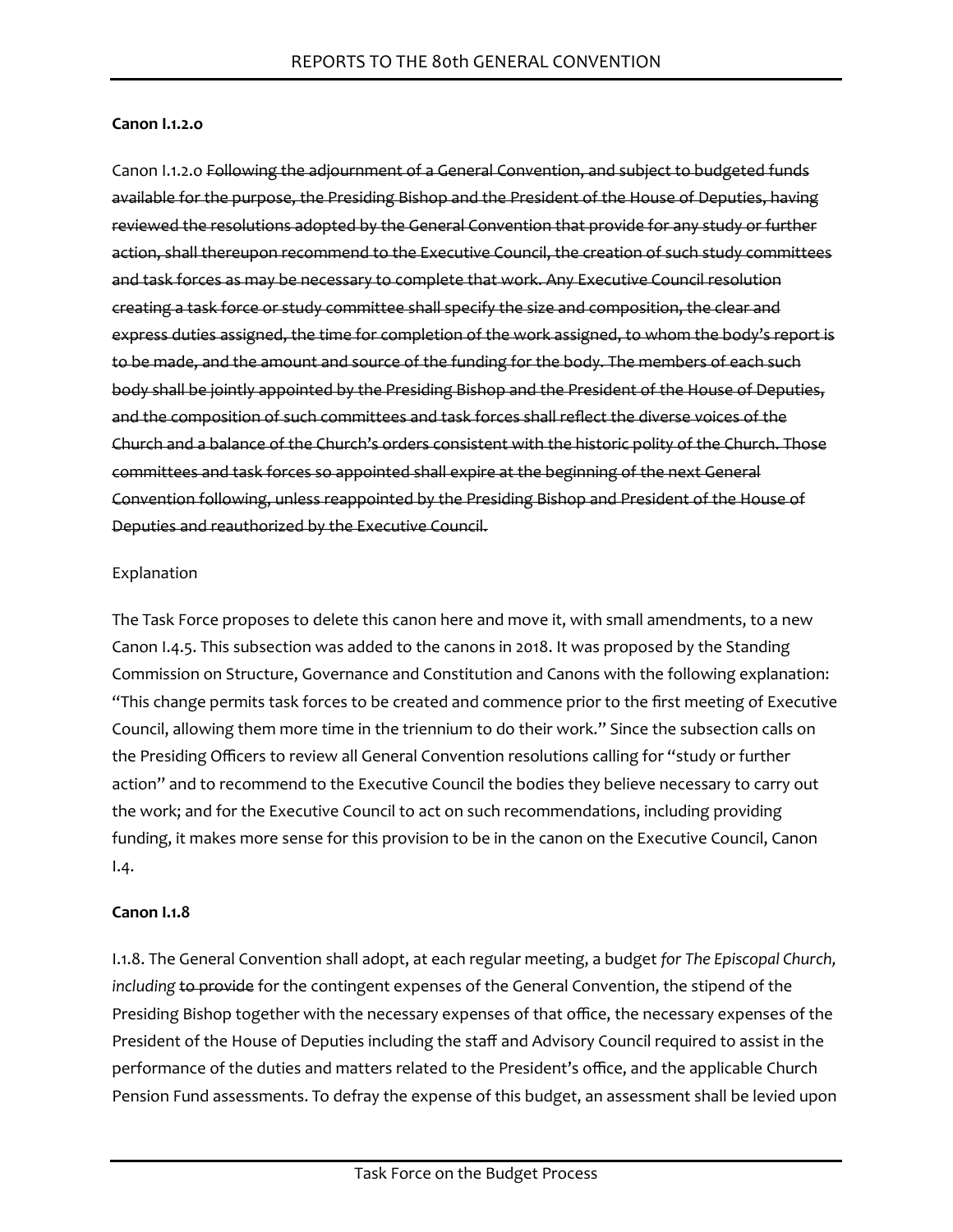**Canon I.1.2.o**

Canon I.1.2.o ~~Following the adjournment of a General Convention, and subject to budgeted funds available for the purpose, the Presiding Bishop and the President of the House of Deputies, having reviewed the resolutions adopted by the General Convention that provide for any study or further action, shall thereupon recommend to the Executive Council, the creation of such study committees and task forces as may be necessary to complete that work. Any Executive Council resolution creating a task force or study committee shall specify the size and composition, the clear and express duties assigned, the time for completion of the work assigned, to whom the body's report is to be made, and the amount and source of the funding for the body. The members of each such body shall be jointly appointed by the Presiding Bishop and the President of the House of Deputies, and the composition of such committees and task forces shall reflect the diverse voices of the Church and a balance of the Church's orders consistent with the historic polity of the Church. Those committees and task forces so appointed shall expire at the beginning of the next General Convention following, unless reappointed by the Presiding Bishop and President of the House of Deputies and reauthorized by the Executive Council.~~

Explanation

The Task Force proposes to delete this canon here and move it, with small amendments, to a new Canon I.4.5. This subsection was added to the canons in 2018. It was proposed by the Standing Commission on Structure, Governance and Constitution and Canons with the following explanation: "This change permits task forces to be created and commence prior to the first meeting of Executive Council, allowing them more time in the triennium to do their work." Since the subsection calls on the Presiding Officers to review all General Convention resolutions calling for "study or further action" and to recommend to the Executive Council the bodies they believe necessary to carry out the work; and for the Executive Council to act on such recommendations, including providing funding, it makes more sense for this provision to be in the canon on the Executive Council, Canon I.4.

**Canon I.1.8**

I.1.8. The General Convention shall adopt, at each regular meeting, a budget *for The Episcopal Church, including* ~~to provide~~ for the contingent expenses of the General Convention, the stipend of the Presiding Bishop together with the necessary expenses of that office, the necessary expenses of the President of the House of Deputies including the staff and Advisory Council required to assist in the performance of the duties and matters related to the President's office, and the applicable Church Pension Fund assessments. To defray the expense of this budget, an assessment shall be levied upon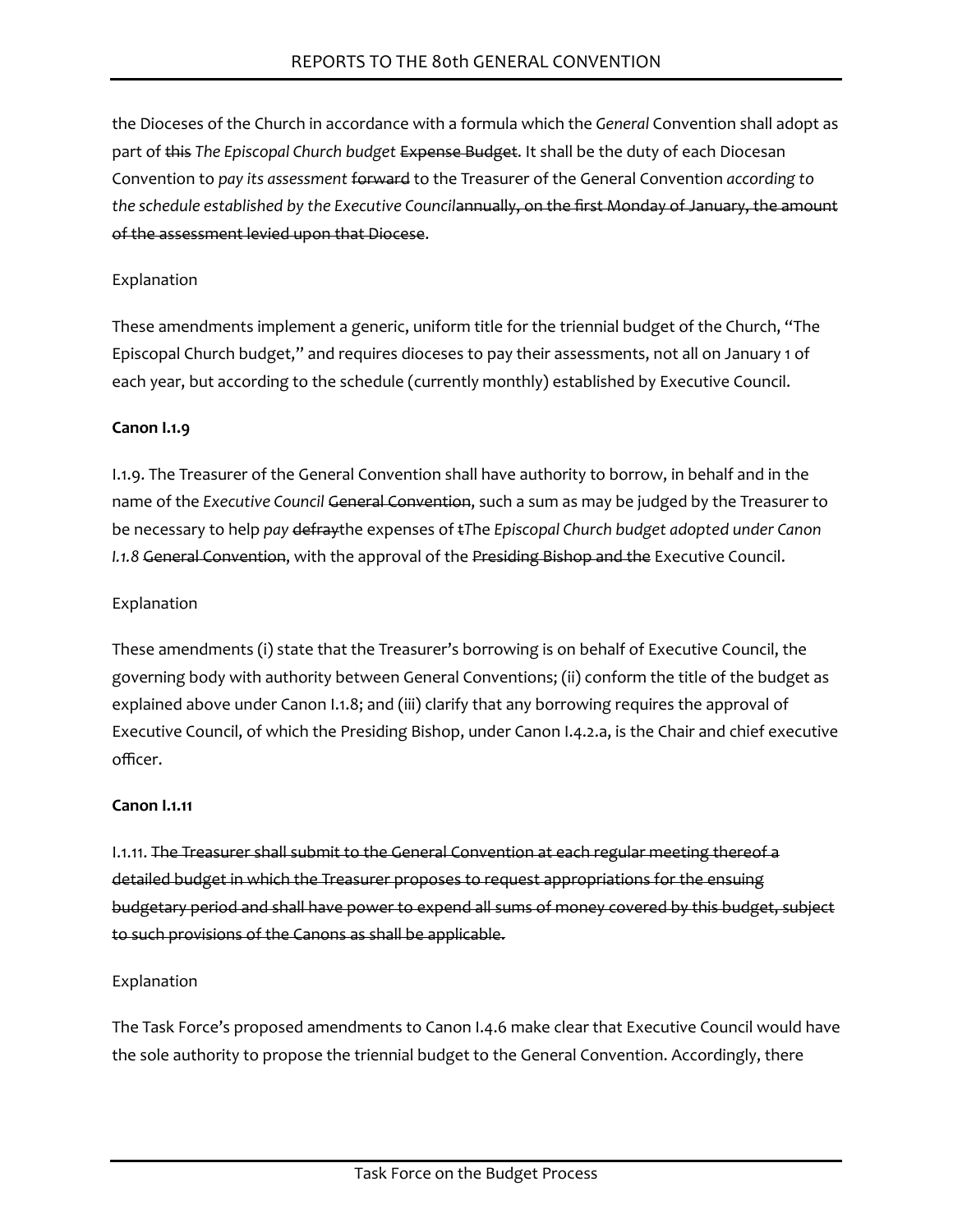the Dioceses of the Church in accordance with a formula which the *General* Convention shall adopt as part of ~~this~~ *The Episcopal Church budget* ~~Expense Budget~~. It shall be the duty of each Diocesan Convention to *pay its assessment* ~~forward~~ to the Treasurer of the General Convention *according to the schedule established by the Executive Council*~~annually, on the first Monday of January, the amount of the assessment levied upon that Diocese~~.

Explanation

These amendments implement a generic, uniform title for the triennial budget of the Church, "The Episcopal Church budget," and requires dioceses to pay their assessments, not all on January 1 of each year, but according to the schedule (currently monthly) established by Executive Council.

**Canon I.1.9**

I.1.9. The Treasurer of the General Convention shall have authority to borrow, in behalf and in the name of the *Executive Council* ~~General Convention~~, such a sum as may be judged by the Treasurer to be necessary to help *pay* ~~defray~~the expenses of ~~t~~*The Episcopal Church budget adopted under Canon I.1.8* ~~General Convention~~, with the approval of the ~~Presiding Bishop and the~~ Executive Council.

Explanation

These amendments (i) state that the Treasurer's borrowing is on behalf of Executive Council, the governing body with authority between General Conventions; (ii) conform the title of the budget as explained above under Canon I.1.8; and (iii) clarify that any borrowing requires the approval of Executive Council, of which the Presiding Bishop, under Canon I.4.2.a, is the Chair and chief executive officer.

**Canon I.1.11**

I.1.11. ~~The Treasurer shall submit to the General Convention at each regular meeting thereof a detailed budget in which the Treasurer proposes to request appropriations for the ensuing budgetary period and shall have power to expend all sums of money covered by this budget, subject to such provisions of the Canons as shall be applicable.~~

Explanation

The Task Force's proposed amendments to Canon I.4.6 make clear that Executive Council would have the sole authority to propose the triennial budget to the General Convention. Accordingly, there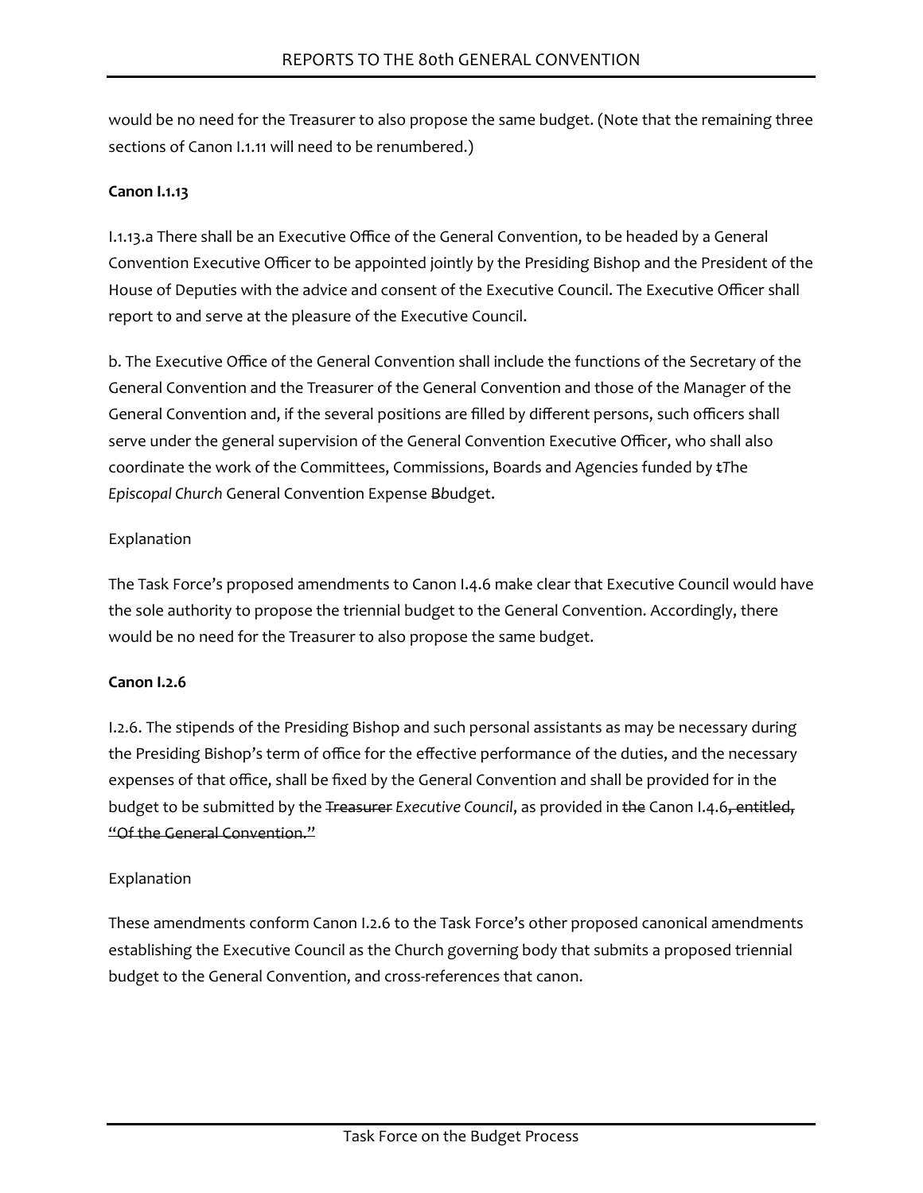would be no need for the Treasurer to also propose the same budget. (Note that the remaining three sections of Canon I.1.11 will need to be renumbered.)

**Canon I.1.13**

I.1.13.a There shall be an Executive Office of the General Convention, to be headed by a General Convention Executive Officer to be appointed jointly by the Presiding Bishop and the President of the House of Deputies with the advice and consent of the Executive Council. The Executive Officer shall report to and serve at the pleasure of the Executive Council.

b. The Executive Office of the General Convention shall include the functions of the Secretary of the General Convention and the Treasurer of the General Convention and those of the Manager of the General Convention and, if the several positions are filled by different persons, such officers shall serve under the general supervision of the General Convention Executive Officer, who shall also coordinate the work of the Committees, Commissions, Boards and Agencies funded by ~~t~~*The Episcopal Church* General Convention Expense ~~B~~*b*udget.

Explanation

The Task Force's proposed amendments to Canon I.4.6 make clear that Executive Council would have the sole authority to propose the triennial budget to the General Convention. Accordingly, there would be no need for the Treasurer to also propose the same budget.

**Canon I.2.6**

I.2.6. The stipends of the Presiding Bishop and such personal assistants as may be necessary during the Presiding Bishop's term of office for the effective performance of the duties, and the necessary expenses of that office, shall be fixed by the General Convention and shall be provided for in the budget to be submitted by the ~~Treasurer~~ *Executive Council*, as provided in ~~the~~ Canon I.4.6~~, entitled, "Of the General Convention."~~

Explanation

These amendments conform Canon I.2.6 to the Task Force's other proposed canonical amendments establishing the Executive Council as the Church governing body that submits a proposed triennial budget to the General Convention, and cross-references that canon.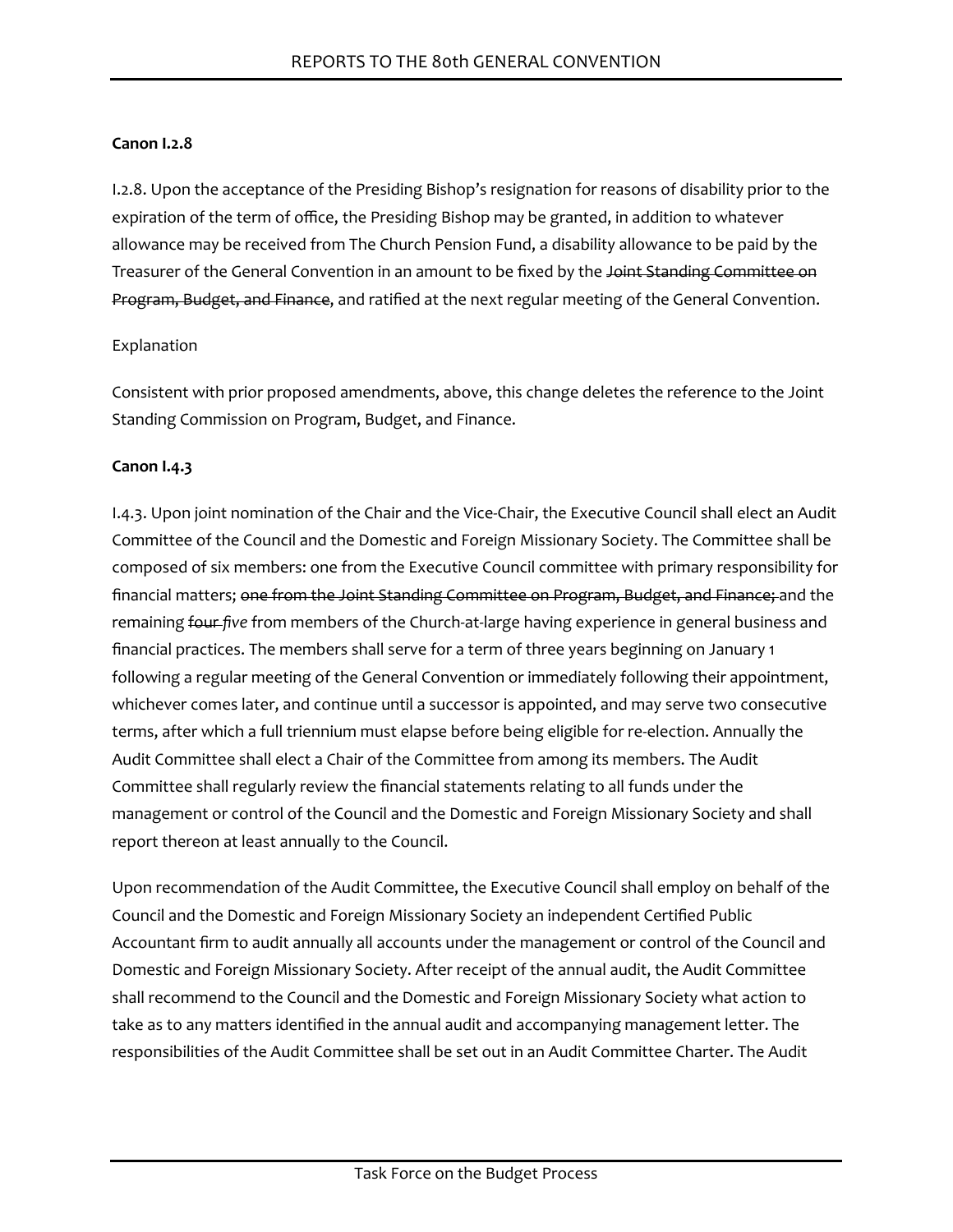**Canon I.2.8**

I.2.8. Upon the acceptance of the Presiding Bishop's resignation for reasons of disability prior to the expiration of the term of office, the Presiding Bishop may be granted, in addition to whatever allowance may be received from The Church Pension Fund, a disability allowance to be paid by the Treasurer of the General Convention in an amount to be fixed by the ~~Joint Standing Committee on Program, Budget, and Finance~~, and ratified at the next regular meeting of the General Convention.

Explanation

Consistent with prior proposed amendments, above, this change deletes the reference to the Joint Standing Commission on Program, Budget, and Finance.

**Canon I.4.3**

I.4.3. Upon joint nomination of the Chair and the Vice-Chair, the Executive Council shall elect an Audit Committee of the Council and the Domestic and Foreign Missionary Society. The Committee shall be composed of six members: one from the Executive Council committee with primary responsibility for financial matters; ~~one from the Joint Standing Committee on Program, Budget, and Finance;~~ and the remaining ~~four~~ *five* from members of the Church-at-large having experience in general business and financial practices. The members shall serve for a term of three years beginning on January 1 following a regular meeting of the General Convention or immediately following their appointment, whichever comes later, and continue until a successor is appointed, and may serve two consecutive terms, after which a full triennium must elapse before being eligible for re-election. Annually the Audit Committee shall elect a Chair of the Committee from among its members. The Audit Committee shall regularly review the financial statements relating to all funds under the management or control of the Council and the Domestic and Foreign Missionary Society and shall report thereon at least annually to the Council.

Upon recommendation of the Audit Committee, the Executive Council shall employ on behalf of the Council and the Domestic and Foreign Missionary Society an independent Certified Public Accountant firm to audit annually all accounts under the management or control of the Council and Domestic and Foreign Missionary Society. After receipt of the annual audit, the Audit Committee shall recommend to the Council and the Domestic and Foreign Missionary Society what action to take as to any matters identified in the annual audit and accompanying management letter. The responsibilities of the Audit Committee shall be set out in an Audit Committee Charter. The Audit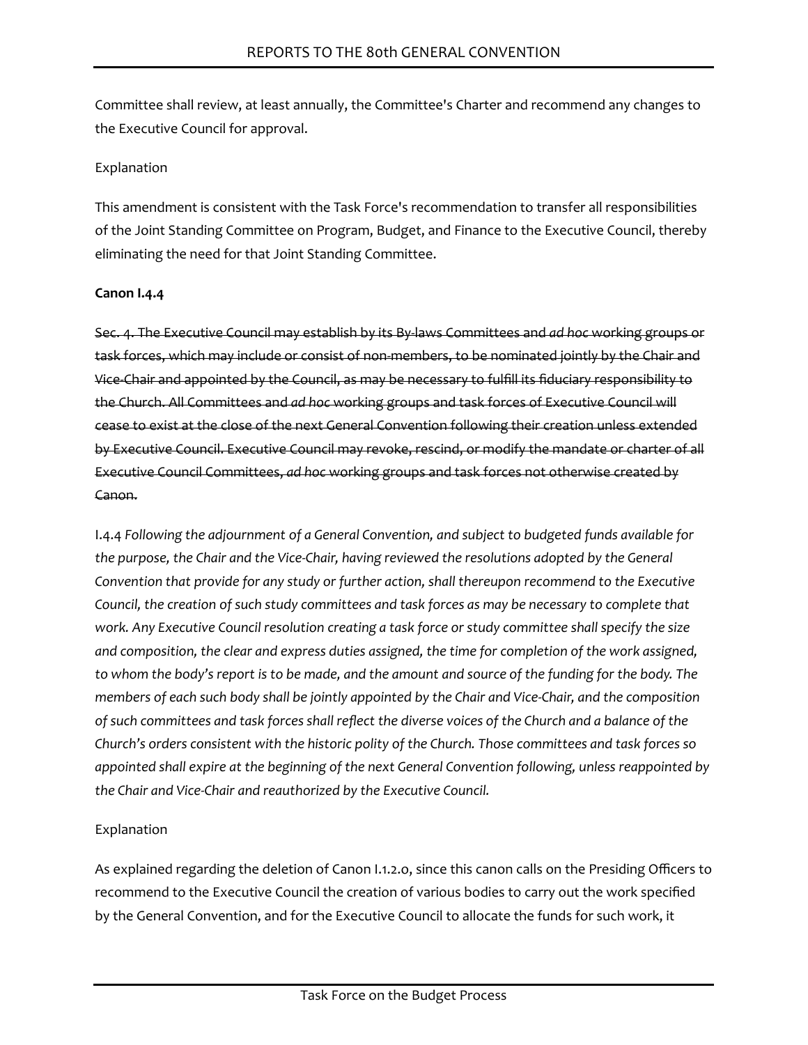Committee shall review, at least annually, the Committee's Charter and recommend any changes to the Executive Council for approval.

Explanation

This amendment is consistent with the Task Force's recommendation to transfer all responsibilities of the Joint Standing Committee on Program, Budget, and Finance to the Executive Council, thereby eliminating the need for that Joint Standing Committee.

**Canon I.4.4**

~~Sec. 4. The Executive Council may establish by its By-laws Committees and *ad hoc* working groups or task forces, which may include or consist of non-members, to be nominated jointly by the Chair and Vice-Chair and appointed by the Council, as may be necessary to fulfill its fiduciary responsibility to the Church. All Committees and *ad hoc* working groups and task forces of Executive Council will cease to exist at the close of the next General Convention following their creation unless extended by Executive Council. Executive Council may revoke, rescind, or modify the mandate or charter of all Executive Council Committees, *ad hoc* working groups and task forces not otherwise created by Canon.~~

I.4.4 *Following the adjournment of a General Convention, and subject to budgeted funds available for the purpose, the Chair and the Vice-Chair, having reviewed the resolutions adopted by the General Convention that provide for any study or further action, shall thereupon recommend to the Executive Council, the creation of such study committees and task forces as may be necessary to complete that work. Any Executive Council resolution creating a task force or study committee shall specify the size and composition, the clear and express duties assigned, the time for completion of the work assigned, to whom the body's report is to be made, and the amount and source of the funding for the body. The members of each such body shall be jointly appointed by the Chair and Vice-Chair, and the composition of such committees and task forces shall reflect the diverse voices of the Church and a balance of the Church's orders consistent with the historic polity of the Church. Those committees and task forces so appointed shall expire at the beginning of the next General Convention following, unless reappointed by the Chair and Vice-Chair and reauthorized by the Executive Council.*

Explanation

As explained regarding the deletion of Canon I.1.2.0, since this canon calls on the Presiding Officers to recommend to the Executive Council the creation of various bodies to carry out the work specified by the General Convention, and for the Executive Council to allocate the funds for such work, it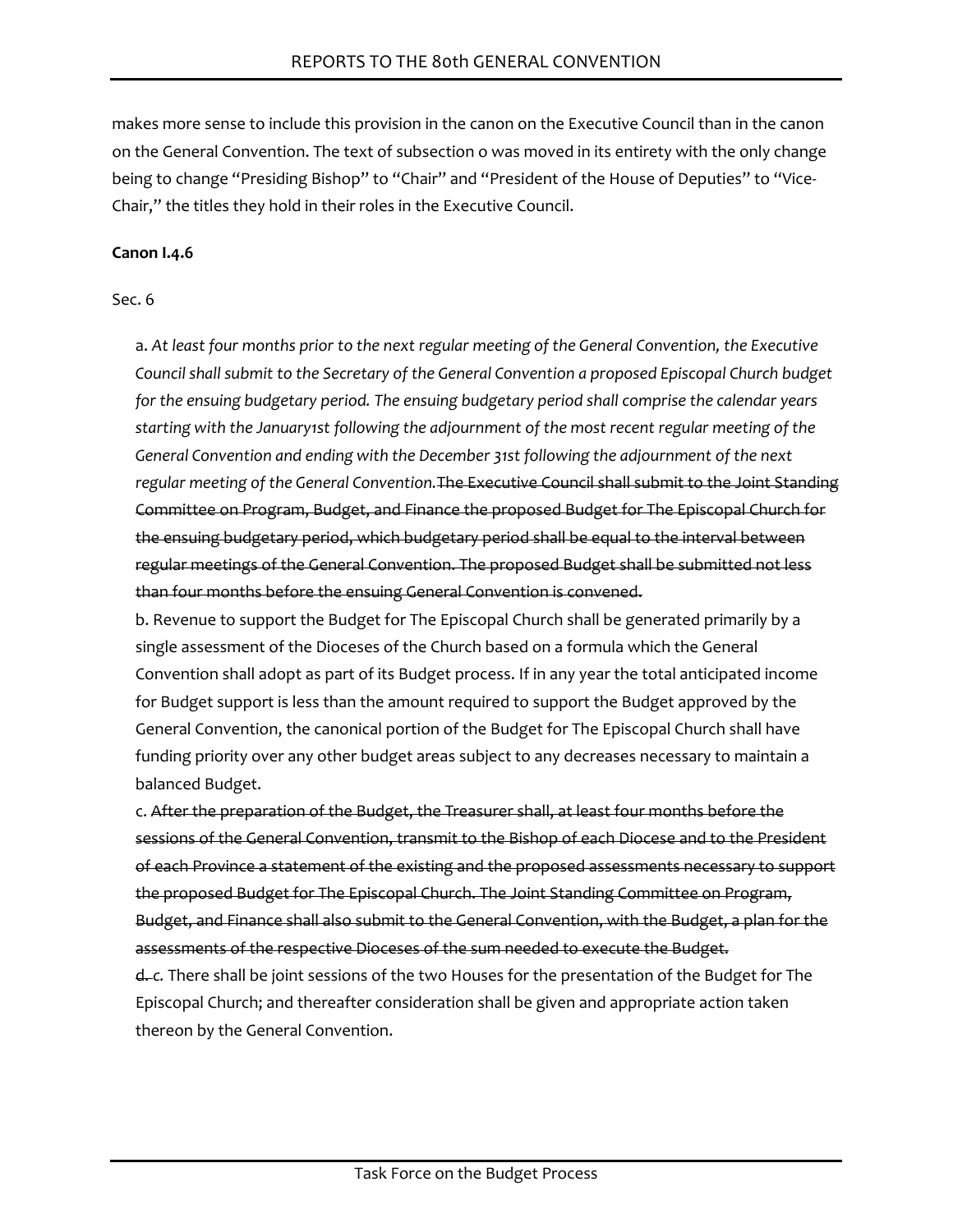makes more sense to include this provision in the canon on the Executive Council than in the canon on the General Convention. The text of subsection o was moved in its entirety with the only change being to change "Presiding Bishop" to "Chair" and "President of the House of Deputies" to "Vice-Chair," the titles they hold in their roles in the Executive Council.

**Canon I.4.6**

Sec. 6

a. *At least four months prior to the next regular meeting of the General Convention, the Executive Council shall submit to the Secretary of the General Convention a proposed Episcopal Church budget for the ensuing budgetary period. The ensuing budgetary period shall comprise the calendar years starting with the January1st following the adjournment of the most recent regular meeting of the General Convention and ending with the December 31st following the adjournment of the next regular meeting of the General Convention.*~~The Executive Council shall submit to the Joint Standing Committee on Program, Budget, and Finance the proposed Budget for The Episcopal Church for the ensuing budgetary period, which budgetary period shall be equal to the interval between regular meetings of the General Convention. The proposed Budget shall be submitted not less than four months before the ensuing General Convention is convened.~~

b. Revenue to support the Budget for The Episcopal Church shall be generated primarily by a single assessment of the Dioceses of the Church based on a formula which the General Convention shall adopt as part of its Budget process. If in any year the total anticipated income for Budget support is less than the amount required to support the Budget approved by the General Convention, the canonical portion of the Budget for The Episcopal Church shall have funding priority over any other budget areas subject to any decreases necessary to maintain a balanced Budget.

c. ~~After the preparation of the Budget, the Treasurer shall, at least four months before the sessions of the General Convention, transmit to the Bishop of each Diocese and to the President of each Province a statement of the existing and the proposed assessments necessary to support the proposed Budget for The Episcopal Church. The Joint Standing Committee on Program, Budget, and Finance shall also submit to the General Convention, with the Budget, a plan for the assessments of the respective Dioceses of the sum needed to execute the Budget.~~

~~d.~~ *c.* There shall be joint sessions of the two Houses for the presentation of the Budget for The Episcopal Church; and thereafter consideration shall be given and appropriate action taken thereon by the General Convention.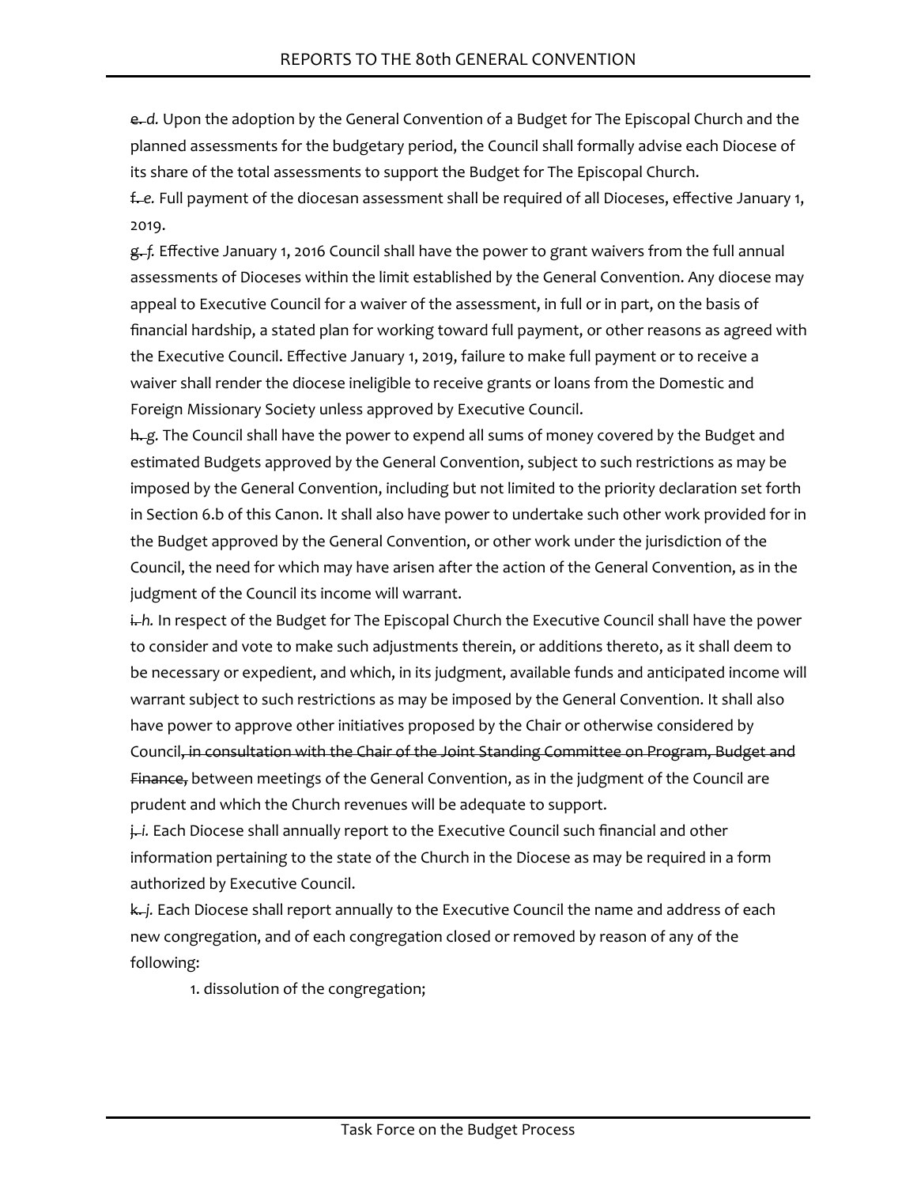~~e.~~ *d.* Upon the adoption by the General Convention of a Budget for The Episcopal Church and the planned assessments for the budgetary period, the Council shall formally advise each Diocese of its share of the total assessments to support the Budget for The Episcopal Church.

~~f.~~ *e.* Full payment of the diocesan assessment shall be required of all Dioceses, effective January 1, 2019.

~~g.~~ *f.* Effective January 1, 2016 Council shall have the power to grant waivers from the full annual assessments of Dioceses within the limit established by the General Convention. Any diocese may appeal to Executive Council for a waiver of the assessment, in full or in part, on the basis of financial hardship, a stated plan for working toward full payment, or other reasons as agreed with the Executive Council. Effective January 1, 2019, failure to make full payment or to receive a waiver shall render the diocese ineligible to receive grants or loans from the Domestic and Foreign Missionary Society unless approved by Executive Council.

~~h.~~ *g.* The Council shall have the power to expend all sums of money covered by the Budget and estimated Budgets approved by the General Convention, subject to such restrictions as may be imposed by the General Convention, including but not limited to the priority declaration set forth in Section 6.b of this Canon. It shall also have power to undertake such other work provided for in the Budget approved by the General Convention, or other work under the jurisdiction of the Council, the need for which may have arisen after the action of the General Convention, as in the judgment of the Council its income will warrant.

~~i.~~ *h.* In respect of the Budget for The Episcopal Church the Executive Council shall have the power to consider and vote to make such adjustments therein, or additions thereto, as it shall deem to be necessary or expedient, and which, in its judgment, available funds and anticipated income will warrant subject to such restrictions as may be imposed by the General Convention. It shall also have power to approve other initiatives proposed by the Chair or otherwise considered by Council~~, in consultation with the Chair of the Joint Standing Committee on Program, Budget and Finance,~~ between meetings of the General Convention, as in the judgment of the Council are prudent and which the Church revenues will be adequate to support.

~~j.~~ *i.* Each Diocese shall annually report to the Executive Council such financial and other information pertaining to the state of the Church in the Diocese as may be required in a form authorized by Executive Council.

~~k.~~ *j.* Each Diocese shall report annually to the Executive Council the name and address of each new congregation, and of each congregation closed or removed by reason of any of the following:

1. dissolution of the congregation;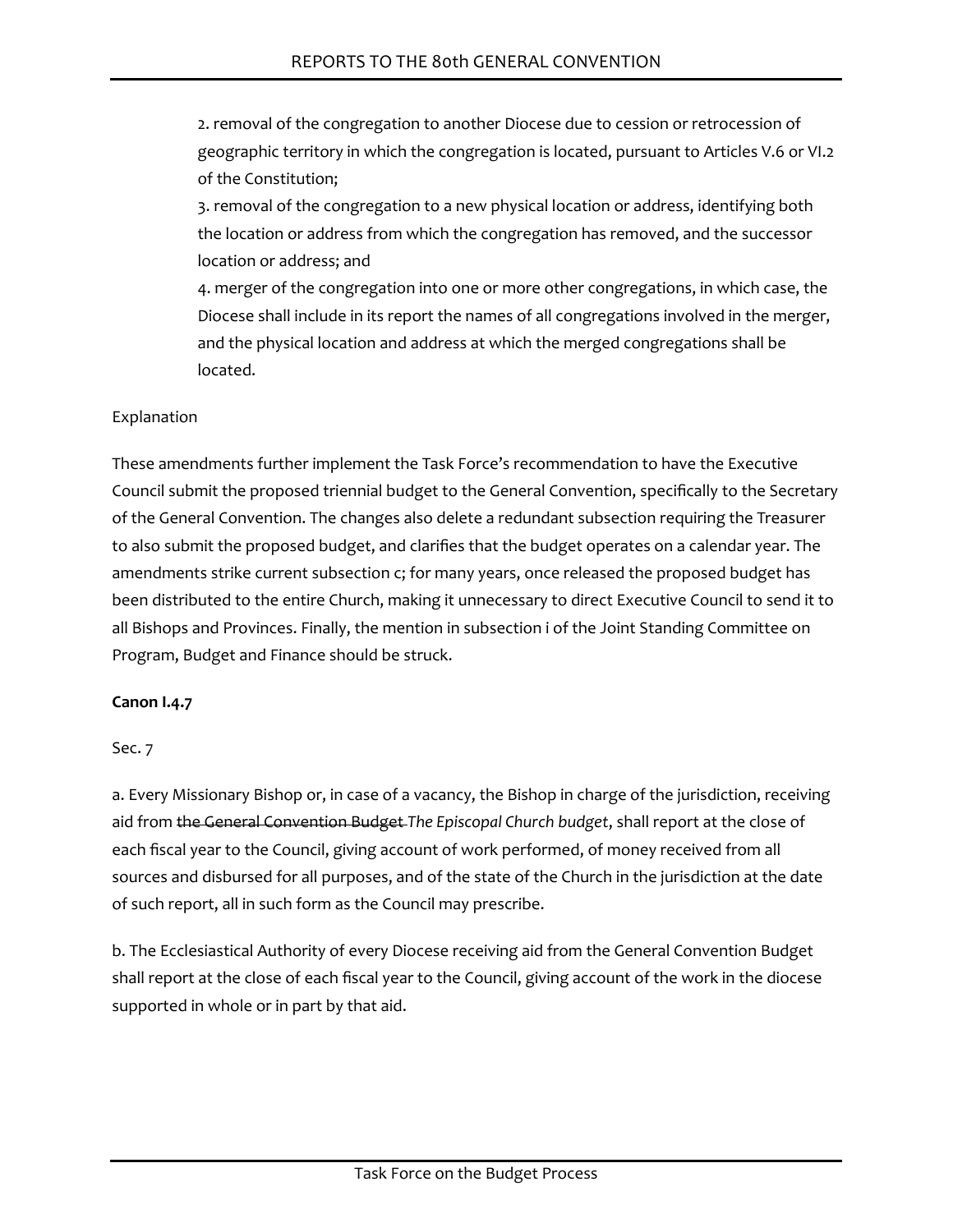2. removal of the congregation to another Diocese due to cession or retrocession of geographic territory in which the congregation is located, pursuant to Articles V.6 or VI.2 of the Constitution;

3. removal of the congregation to a new physical location or address, identifying both the location or address from which the congregation has removed, and the successor location or address; and

4. merger of the congregation into one or more other congregations, in which case, the Diocese shall include in its report the names of all congregations involved in the merger, and the physical location and address at which the merged congregations shall be located.

Explanation

These amendments further implement the Task Force's recommendation to have the Executive Council submit the proposed triennial budget to the General Convention, specifically to the Secretary of the General Convention. The changes also delete a redundant subsection requiring the Treasurer to also submit the proposed budget, and clarifies that the budget operates on a calendar year. The amendments strike current subsection c; for many years, once released the proposed budget has been distributed to the entire Church, making it unnecessary to direct Executive Council to send it to all Bishops and Provinces. Finally, the mention in subsection i of the Joint Standing Committee on Program, Budget and Finance should be struck.

**Canon I.4.7**

Sec. 7

a. Every Missionary Bishop or, in case of a vacancy, the Bishop in charge of the jurisdiction, receiving aid from ~~the General Convention Budget~~ *The Episcopal Church budget*, shall report at the close of each fiscal year to the Council, giving account of work performed, of money received from all sources and disbursed for all purposes, and of the state of the Church in the jurisdiction at the date of such report, all in such form as the Council may prescribe.

b. The Ecclesiastical Authority of every Diocese receiving aid from the General Convention Budget shall report at the close of each fiscal year to the Council, giving account of the work in the diocese supported in whole or in part by that aid.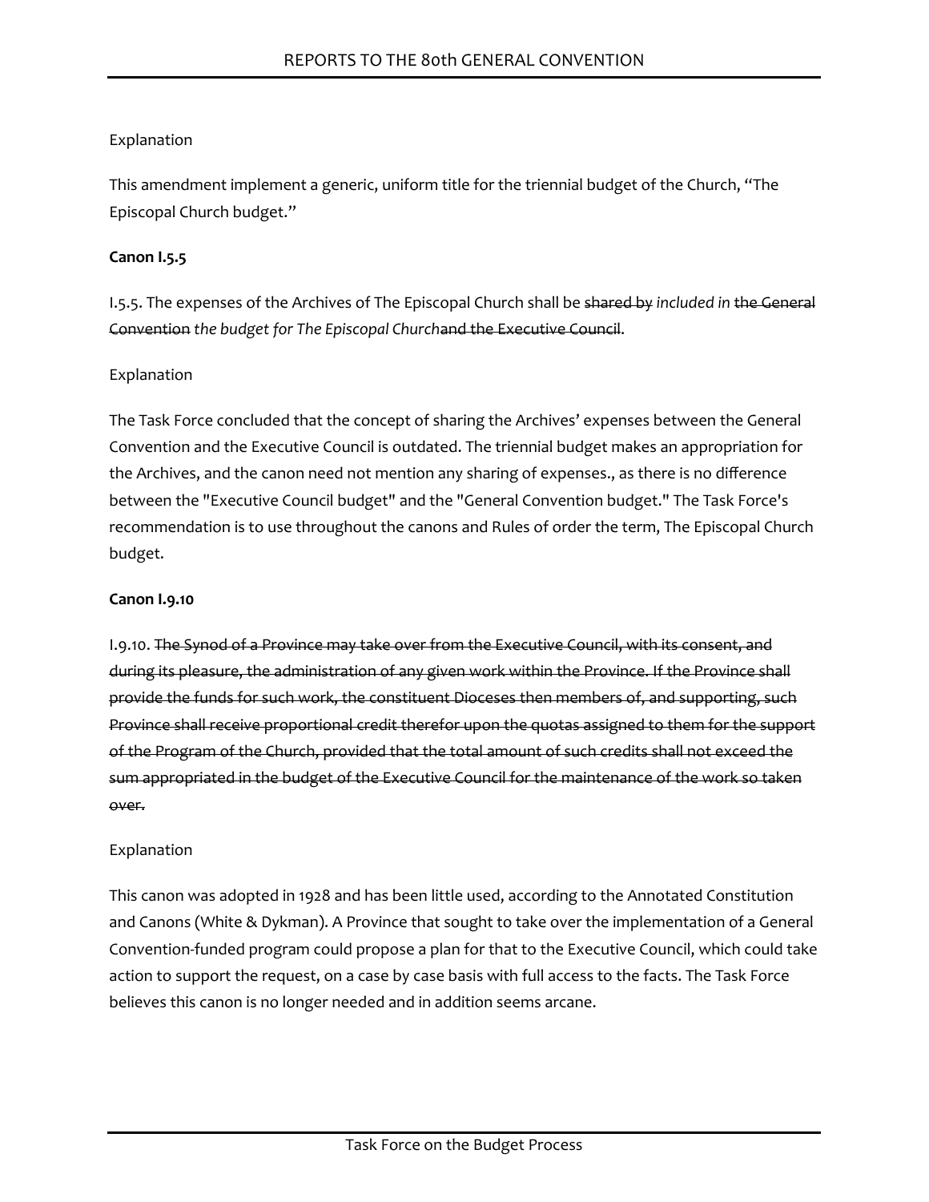Explanation

This amendment implement a generic, uniform title for the triennial budget of the Church, "The Episcopal Church budget."

**Canon I.5.5**

I.5.5. The expenses of the Archives of The Episcopal Church shall be ~~shared by~~ *included in* ~~the General Convention~~ *the budget for The Episcopal Church*~~and the Executive Council~~.

Explanation

The Task Force concluded that the concept of sharing the Archives' expenses between the General Convention and the Executive Council is outdated. The triennial budget makes an appropriation for the Archives, and the canon need not mention any sharing of expenses., as there is no difference between the "Executive Council budget" and the "General Convention budget." The Task Force's recommendation is to use throughout the canons and Rules of order the term, The Episcopal Church budget.

**Canon I.9.10**

I.9.10. ~~The Synod of a Province may take over from the Executive Council, with its consent, and during its pleasure, the administration of any given work within the Province. If the Province shall provide the funds for such work, the constituent Dioceses then members of, and supporting, such Province shall receive proportional credit therefor upon the quotas assigned to them for the support of the Program of the Church, provided that the total amount of such credits shall not exceed the sum appropriated in the budget of the Executive Council for the maintenance of the work so taken over.~~

Explanation

This canon was adopted in 1928 and has been little used, according to the Annotated Constitution and Canons (White & Dykman). A Province that sought to take over the implementation of a General Convention-funded program could propose a plan for that to the Executive Council, which could take action to support the request, on a case by case basis with full access to the facts. The Task Force believes this canon is no longer needed and in addition seems arcane.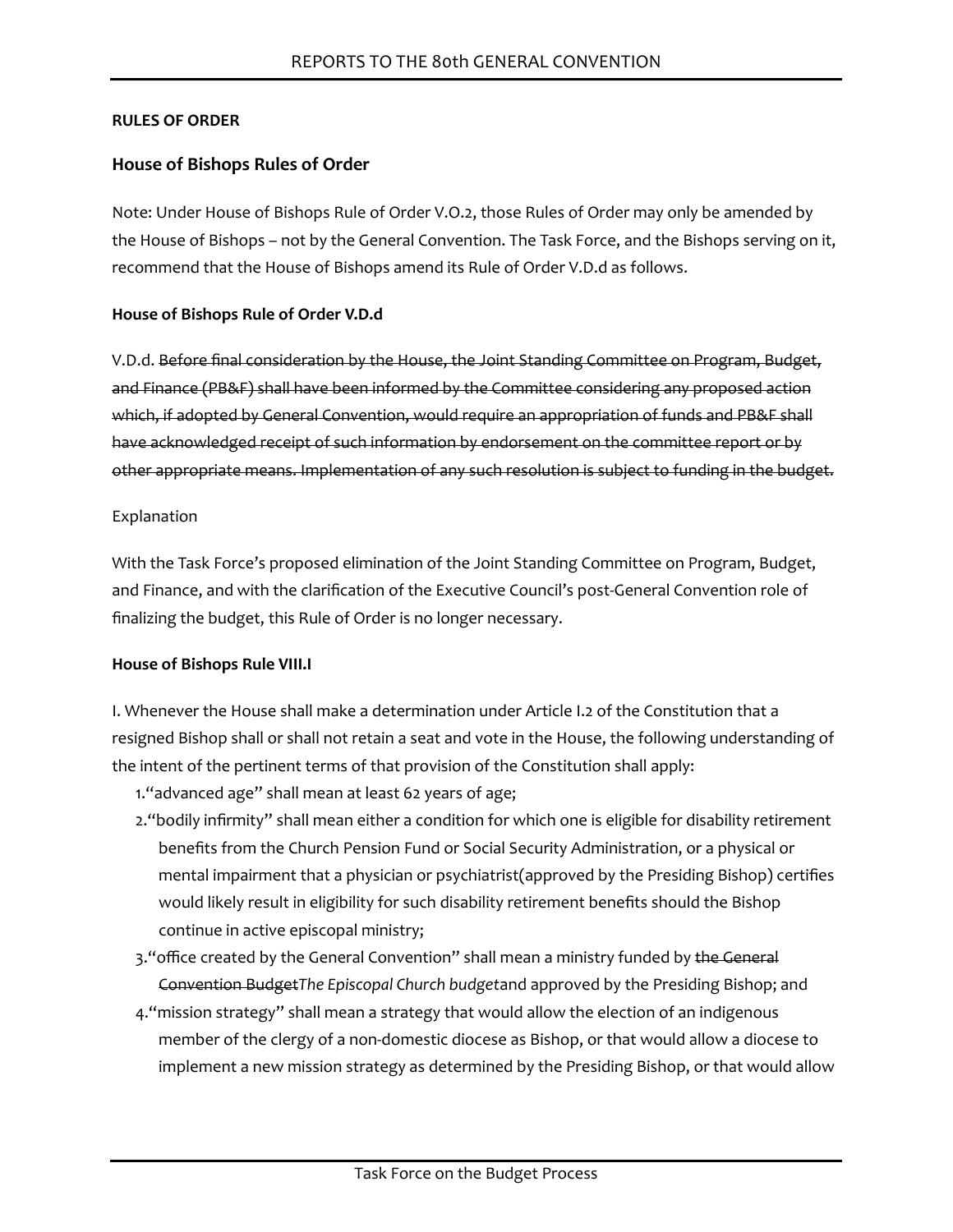**RULES OF ORDER**

## House of Bishops Rules of Order

Note: Under House of Bishops Rule of Order V.O.2, those Rules of Order may only be amended by the House of Bishops – not by the General Convention. The Task Force, and the Bishops serving on it, recommend that the House of Bishops amend its Rule of Order V.D.d as follows.

**House of Bishops Rule of Order V.D.d**

V.D.d. ~~Before final consideration by the House, the Joint Standing Committee on Program, Budget, and Finance (PB&F) shall have been informed by the Committee considering any proposed action which, if adopted by General Convention, would require an appropriation of funds and PB&F shall have acknowledged receipt of such information by endorsement on the committee report or by other appropriate means. Implementation of any such resolution is subject to funding in the budget.~~

Explanation

With the Task Force's proposed elimination of the Joint Standing Committee on Program, Budget, and Finance, and with the clarification of the Executive Council's post-General Convention role of finalizing the budget, this Rule of Order is no longer necessary.

**House of Bishops Rule VIII.I**

I. Whenever the House shall make a determination under Article I.2 of the Constitution that a resigned Bishop shall or shall not retain a seat and vote in the House, the following understanding of the intent of the pertinent terms of that provision of the Constitution shall apply:

1. "advanced age" shall mean at least 62 years of age;
2. "bodily infirmity" shall mean either a condition for which one is eligible for disability retirement benefits from the Church Pension Fund or Social Security Administration, or a physical or mental impairment that a physician or psychiatrist(approved by the Presiding Bishop) certifies would likely result in eligibility for such disability retirement benefits should the Bishop continue in active episcopal ministry;
3. "office created by the General Convention" shall mean a ministry funded by ~~the General Convention Budget~~*The Episcopal Church budget*and approved by the Presiding Bishop; and
4. "mission strategy" shall mean a strategy that would allow the election of an indigenous member of the clergy of a non-domestic diocese as Bishop, or that would allow a diocese to implement a new mission strategy as determined by the Presiding Bishop, or that would allow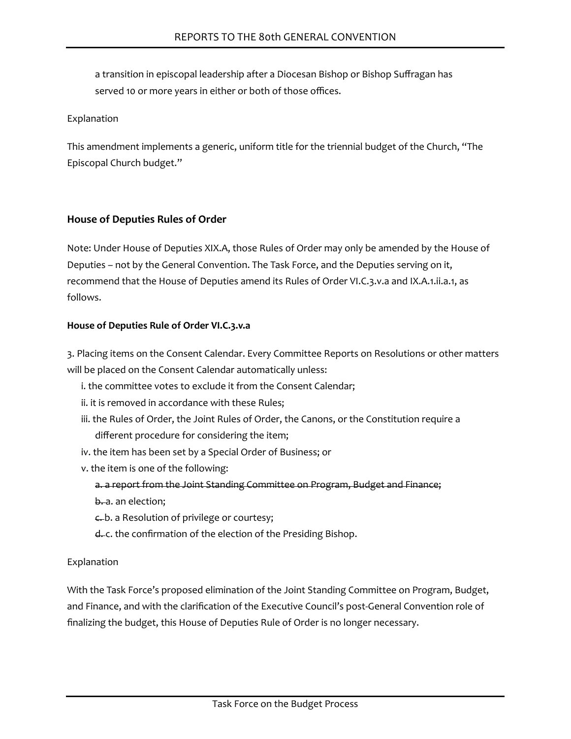a transition in episcopal leadership after a Diocesan Bishop or Bishop Suffragan has served 10 or more years in either or both of those offices.

Explanation

This amendment implements a generic, uniform title for the triennial budget of the Church, "The Episcopal Church budget."

### House of Deputies Rules of Order

Note: Under House of Deputies XIX.A, those Rules of Order may only be amended by the House of Deputies – not by the General Convention. The Task Force, and the Deputies serving on it, recommend that the House of Deputies amend its Rules of Order VI.C.3.v.a and IX.A.1.ii.a.1, as follows.

#### House of Deputies Rule of Order VI.C.3.v.a

3. Placing items on the Consent Calendar. Every Committee Reports on Resolutions or other matters will be placed on the Consent Calendar automatically unless:

   i. the committee votes to exclude it from the Consent Calendar;

   ii. it is removed in accordance with these Rules;

   iii. the Rules of Order, the Joint Rules of Order, the Canons, or the Constitution require a different procedure for considering the item;

   iv. the item has been set by a Special Order of Business; or

   v. the item is one of the following:

      ~~a. a report from the Joint Standing Committee on Program, Budget and Finance;~~

      ~~b.~~ a. an election;

      ~~c.~~ b. a Resolution of privilege or courtesy;

      ~~d.~~ c. the confirmation of the election of the Presiding Bishop.

Explanation

With the Task Force's proposed elimination of the Joint Standing Committee on Program, Budget, and Finance, and with the clarification of the Executive Council's post-General Convention role of finalizing the budget, this House of Deputies Rule of Order is no longer necessary.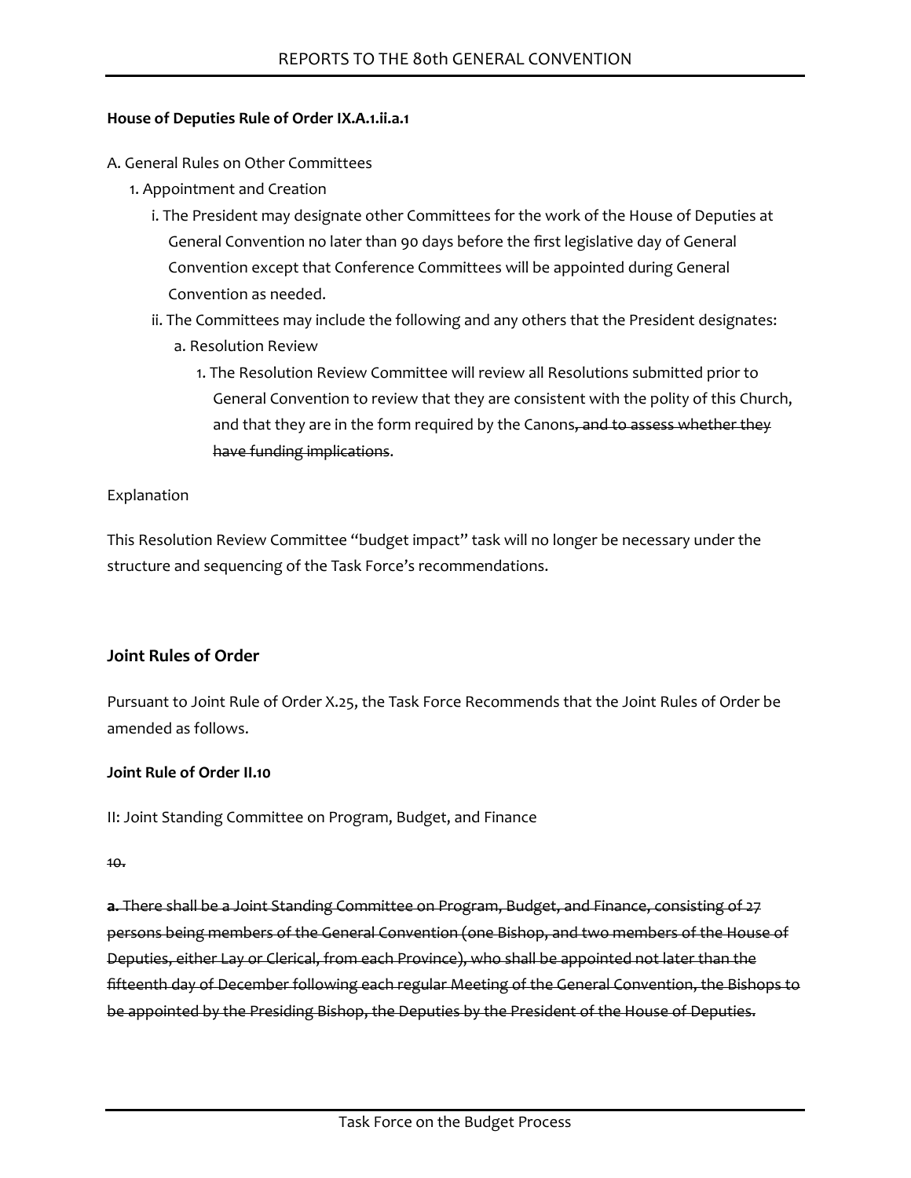**House of Deputies Rule of Order IX.A.1.ii.a.1**

A. General Rules on Other Committees

1. Appointment and Creation

   i. The President may designate other Committees for the work of the House of Deputies at General Convention no later than 90 days before the first legislative day of General Convention except that Conference Committees will be appointed during General Convention as needed.

   ii. The Committees may include the following and any others that the President designates:

      a. Resolution Review

         1. The Resolution Review Committee will review all Resolutions submitted prior to General Convention to review that they are consistent with the polity of this Church, and that they are in the form required by the Canons~~, and to assess whether they have funding implications~~.

Explanation

This Resolution Review Committee "budget impact" task will no longer be necessary under the structure and sequencing of the Task Force's recommendations.

## Joint Rules of Order

Pursuant to Joint Rule of Order X.25, the Task Force Recommends that the Joint Rules of Order be amended as follows.

**Joint Rule of Order II.10**

II: Joint Standing Committee on Program, Budget, and Finance

~~10.~~

~~**a.** There shall be a Joint Standing Committee on Program, Budget, and Finance, consisting of 27 persons being members of the General Convention (one Bishop, and two members of the House of Deputies, either Lay or Clerical, from each Province), who shall be appointed not later than the fifteenth day of December following each regular Meeting of the General Convention, the Bishops to be appointed by the Presiding Bishop, the Deputies by the President of the House of Deputies.~~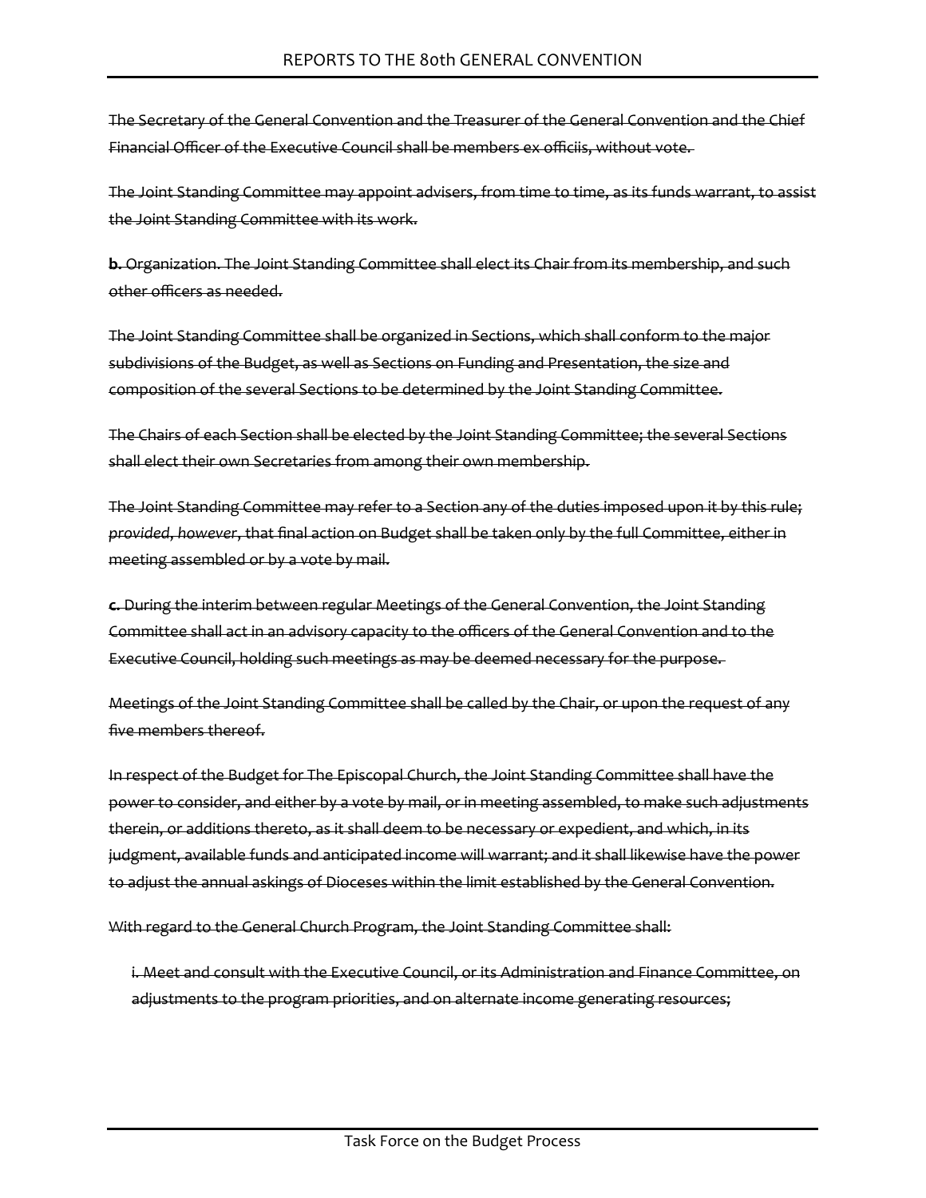~~The Secretary of the General Convention and the Treasurer of the General Convention and the Chief Financial Officer of the Executive Council shall be members ex officiis, without vote.~~

~~The Joint Standing Committee may appoint advisers, from time to time, as its funds warrant, to assist the Joint Standing Committee with its work.~~

~~**b.** Organization. The Joint Standing Committee shall elect its Chair from its membership, and such other officers as needed.~~

~~The Joint Standing Committee shall be organized in Sections, which shall conform to the major subdivisions of the Budget, as well as Sections on Funding and Presentation, the size and composition of the several Sections to be determined by the Joint Standing Committee.~~

~~The Chairs of each Section shall be elected by the Joint Standing Committee; the several Sections shall elect their own Secretaries from among their own membership.~~

~~The Joint Standing Committee may refer to a Section any of the duties imposed upon it by this rule; *provided*, *however*, that final action on Budget shall be taken only by the full Committee, either in meeting assembled or by a vote by mail.~~

~~**c.** During the interim between regular Meetings of the General Convention, the Joint Standing Committee shall act in an advisory capacity to the officers of the General Convention and to the Executive Council, holding such meetings as may be deemed necessary for the purpose.~~

~~Meetings of the Joint Standing Committee shall be called by the Chair, or upon the request of any five members thereof.~~

~~In respect of the Budget for The Episcopal Church, the Joint Standing Committee shall have the power to consider, and either by a vote by mail, or in meeting assembled, to make such adjustments therein, or additions thereto, as it shall deem to be necessary or expedient, and which, in its judgment, available funds and anticipated income will warrant; and it shall likewise have the power to adjust the annual askings of Dioceses within the limit established by the General Convention.~~

~~With regard to the General Church Program, the Joint Standing Committee shall:~~

> ~~i. Meet and consult with the Executive Council, or its Administration and Finance Committee, on adjustments to the program priorities, and on alternate income generating resources;~~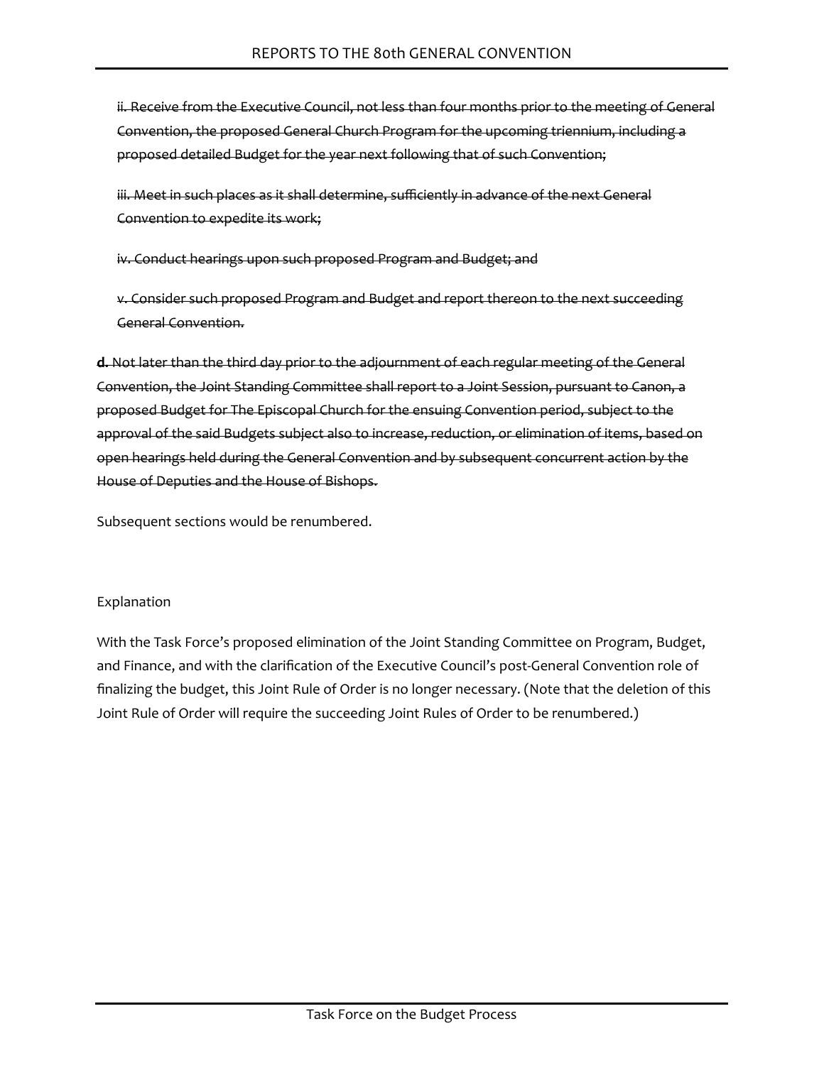ii. ~~Receive from the Executive Council, not less than four months prior to the meeting of General Convention, the proposed General Church Program for the upcoming triennium, including a proposed detailed Budget for the year next following that of such Convention;~~

iii. ~~Meet in such places as it shall determine, sufficiently in advance of the next General Convention to expedite its work;~~

iv. ~~Conduct hearings upon such proposed Program and Budget; and~~

v. ~~Consider such proposed Program and Budget and report thereon to the next succeeding General Convention.~~

**d**. ~~Not later than the third day prior to the adjournment of each regular meeting of the General Convention, the Joint Standing Committee shall report to a Joint Session, pursuant to Canon, a proposed Budget for The Episcopal Church for the ensuing Convention period, subject to the approval of the said Budgets subject also to increase, reduction, or elimination of items, based on open hearings held during the General Convention and by subsequent concurrent action by the House of Deputies and the House of Bishops.~~

Subsequent sections would be renumbered.

Explanation

With the Task Force's proposed elimination of the Joint Standing Committee on Program, Budget, and Finance, and with the clarification of the Executive Council's post-General Convention role of finalizing the budget, this Joint Rule of Order is no longer necessary. (Note that the deletion of this Joint Rule of Order will require the succeeding Joint Rules of Order to be renumbered.)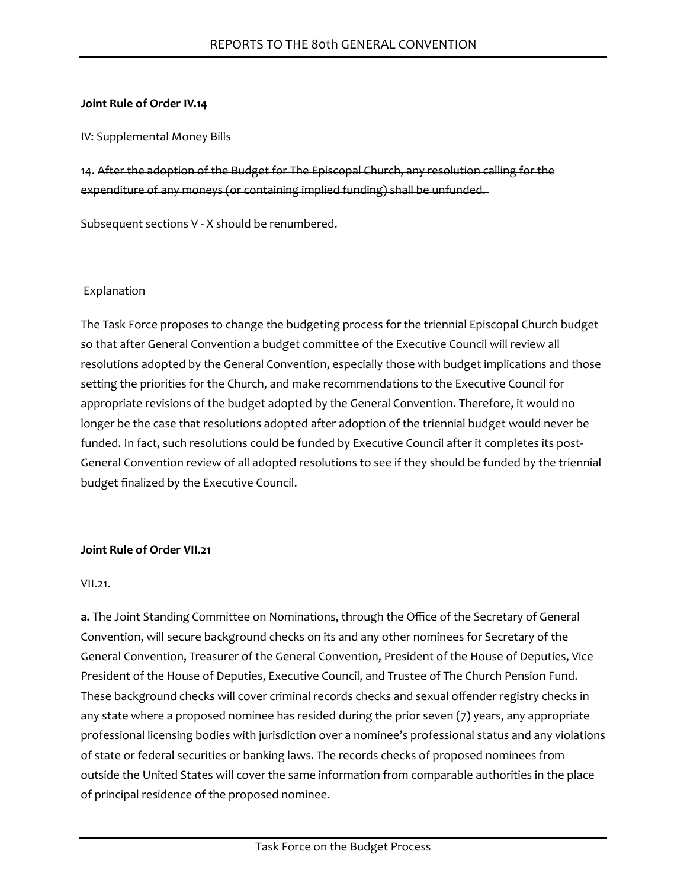**Joint Rule of Order IV.14**

~~IV: Supplemental Money Bills~~

14. ~~After the adoption of the Budget for The Episcopal Church, any resolution calling for the expenditure of any moneys (or containing implied funding) shall be unfunded.~~

Subsequent sections V - X should be renumbered.

Explanation

The Task Force proposes to change the budgeting process for the triennial Episcopal Church budget so that after General Convention a budget committee of the Executive Council will review all resolutions adopted by the General Convention, especially those with budget implications and those setting the priorities for the Church, and make recommendations to the Executive Council for appropriate revisions of the budget adopted by the General Convention. Therefore, it would no longer be the case that resolutions adopted after adoption of the triennial budget would never be funded. In fact, such resolutions could be funded by Executive Council after it completes its post-General Convention review of all adopted resolutions to see if they should be funded by the triennial budget finalized by the Executive Council.

**Joint Rule of Order VII.21**

VII.21.

**a.** The Joint Standing Committee on Nominations, through the Office of the Secretary of General Convention, will secure background checks on its and any other nominees for Secretary of the General Convention, Treasurer of the General Convention, President of the House of Deputies, Vice President of the House of Deputies, Executive Council, and Trustee of The Church Pension Fund. These background checks will cover criminal records checks and sexual offender registry checks in any state where a proposed nominee has resided during the prior seven (7) years, any appropriate professional licensing bodies with jurisdiction over a nominee's professional status and any violations of state or federal securities or banking laws. The records checks of proposed nominees from outside the United States will cover the same information from comparable authorities in the place of principal residence of the proposed nominee.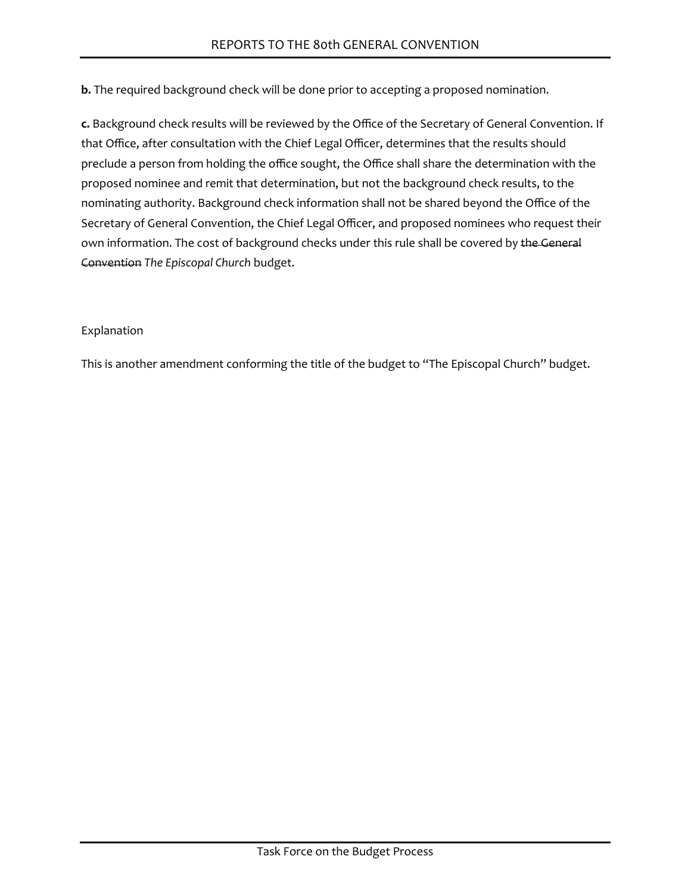**b.** The required background check will be done prior to accepting a proposed nomination.

**c.** Background check results will be reviewed by the Office of the Secretary of General Convention. If that Office, after consultation with the Chief Legal Officer, determines that the results should preclude a person from holding the office sought, the Office shall share the determination with the proposed nominee and remit that determination, but not the background check results, to the nominating authority. Background check information shall not be shared beyond the Office of the Secretary of General Convention, the Chief Legal Officer, and proposed nominees who request their own information. The cost of background checks under this rule shall be covered by ~~the General Convention~~ *The Episcopal Church* budget.

Explanation

This is another amendment conforming the title of the budget to "The Episcopal Church" budget.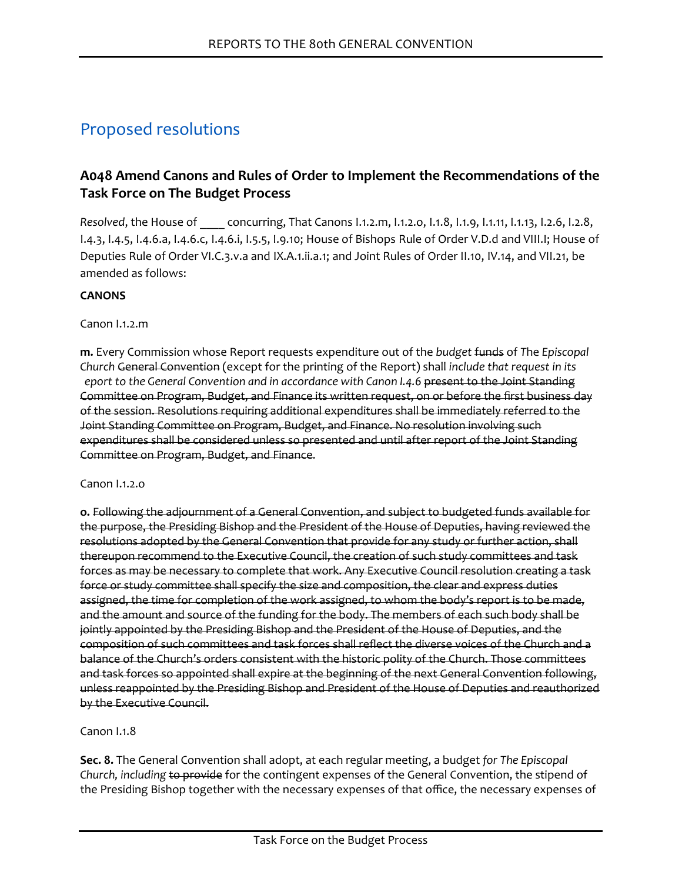## Proposed resolutions

### A048 Amend Canons and Rules of Order to Implement the Recommendations of the Task Force on The Budget Process

*Resolved*, the House of ____ concurring, That Canons I.1.2.m, I.1.2.o, I.1.8, I.1.9, I.1.11, I.1.13, I.2.6, I.2.8, I.4.3, I.4.5, I.4.6.a, I.4.6.c, I.4.6.i, I.5.5, I.9.10; House of Bishops Rule of Order V.D.d and VIII.I; House of Deputies Rule of Order VI.C.3.v.a and IX.A.1.ii.a.1; and Joint Rules of Order II.10, IV.14, and VII.21, be amended as follows:

**CANONS**

Canon I.1.2.m

**m.** Every Commission whose Report requests expenditure out of the *budget* ~~funds~~ of The *Episcopal Church* ~~General Convention~~ (except for the printing of the Report) shall *include that request in its eport to the General Convention and in accordance with Canon I.4.6* ~~present to the Joint Standing Committee on Program, Budget, and Finance its written request, on or before the first business day of the session. Resolutions requiring additional expenditures shall be immediately referred to the Joint Standing Committee on Program, Budget, and Finance. No resolution involving such expenditures shall be considered unless so presented and until after report of the Joint Standing Committee on Program, Budget, and Finance~~.

Canon I.1.2.o

**o.** ~~Following the adjournment of a General Convention, and subject to budgeted funds available for the purpose, the Presiding Bishop and the President of the House of Deputies, having reviewed the resolutions adopted by the General Convention that provide for any study or further action, shall thereupon recommend to the Executive Council, the creation of such study committees and task forces as may be necessary to complete that work. Any Executive Council resolution creating a task force or study committee shall specify the size and composition, the clear and express duties assigned, the time for completion of the work assigned, to whom the body's report is to be made, and the amount and source of the funding for the body. The members of each such body shall be jointly appointed by the Presiding Bishop and the President of the House of Deputies, and the composition of such committees and task forces shall reflect the diverse voices of the Church and a balance of the Church's orders consistent with the historic polity of the Church. Those committees and task forces so appointed shall expire at the beginning of the next General Convention following, unless reappointed by the Presiding Bishop and President of the House of Deputies and reauthorized by the Executive Council.~~

Canon I.1.8

**Sec. 8.** The General Convention shall adopt, at each regular meeting, a budget *for The Episcopal Church, including* ~~to provide~~ for the contingent expenses of the General Convention, the stipend of the Presiding Bishop together with the necessary expenses of that office, the necessary expenses of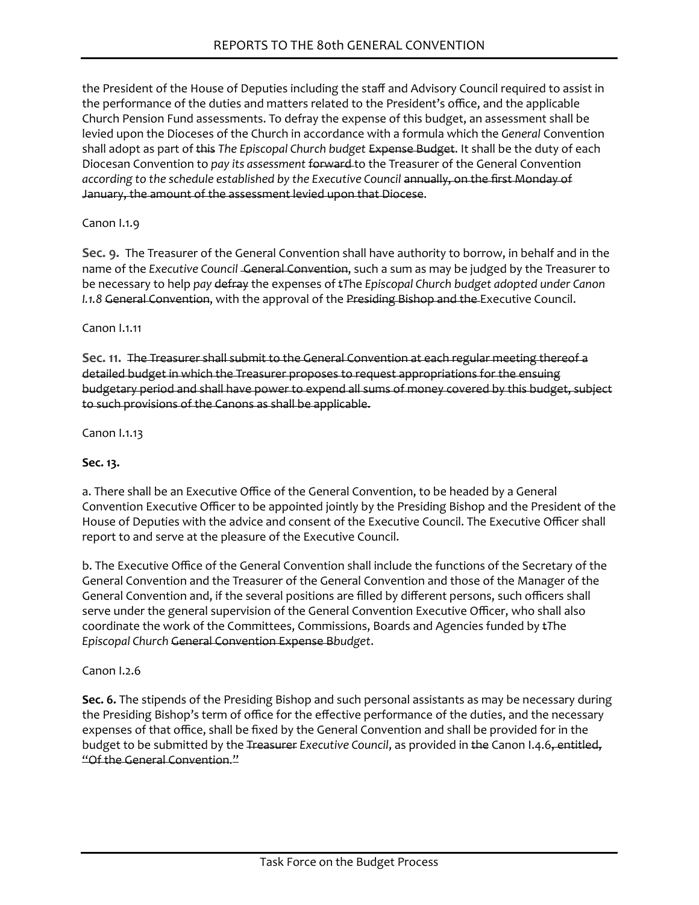the President of the House of Deputies including the staff and Advisory Council required to assist in the performance of the duties and matters related to the President's office, and the applicable Church Pension Fund assessments. To defray the expense of this budget, an assessment shall be levied upon the Dioceses of the Church in accordance with a formula which the *General* Convention shall adopt as part of ~~this~~ *The Episcopal Church budget* ~~Expense Budget~~. It shall be the duty of each Diocesan Convention to *pay its assessment* ~~forward~~ to the Treasurer of the General Convention *according to the schedule established by the Executive Council* ~~annually, on the first Monday of January, the amount of the assessment levied upon that Diocese~~.

Canon I.1.9

**Sec. 9.** The Treasurer of the General Convention shall have authority to borrow, in behalf and in the name of the *Executive Council* ~~General Convention~~, such a sum as may be judged by the Treasurer to be necessary to help *pay* ~~defray~~ the expenses of ~~t~~*The Episcopal Church budget adopted under Canon I.1.8* ~~General Convention~~, with the approval of the ~~Presiding Bishop and the~~ Executive Council.

Canon I.1.11

**Sec. 11.** ~~The Treasurer shall submit to the General Convention at each regular meeting thereof a detailed budget in which the Treasurer proposes to request appropriations for the ensuing budgetary period and shall have power to expend all sums of money covered by this budget, subject to such provisions of the Canons as shall be applicable.~~

Canon I.1.13

**Sec. 13.**

a. There shall be an Executive Office of the General Convention, to be headed by a General Convention Executive Officer to be appointed jointly by the Presiding Bishop and the President of the House of Deputies with the advice and consent of the Executive Council. The Executive Officer shall report to and serve at the pleasure of the Executive Council.

b. The Executive Office of the General Convention shall include the functions of the Secretary of the General Convention and the Treasurer of the General Convention and those of the Manager of the General Convention and, if the several positions are filled by different persons, such officers shall serve under the general supervision of the General Convention Executive Officer, who shall also coordinate the work of the Committees, Commissions, Boards and Agencies funded by ~~t~~*The Episcopal Church* ~~General Convention Expense B~~*budget*.

Canon I.2.6

**Sec. 6.** The stipends of the Presiding Bishop and such personal assistants as may be necessary during the Presiding Bishop's term of office for the effective performance of the duties, and the necessary expenses of that office, shall be fixed by the General Convention and shall be provided for in the budget to be submitted by the ~~Treasurer~~ *Executive Council*, as provided in ~~the~~ Canon I.4.6~~, entitled, "Of the General Convention."~~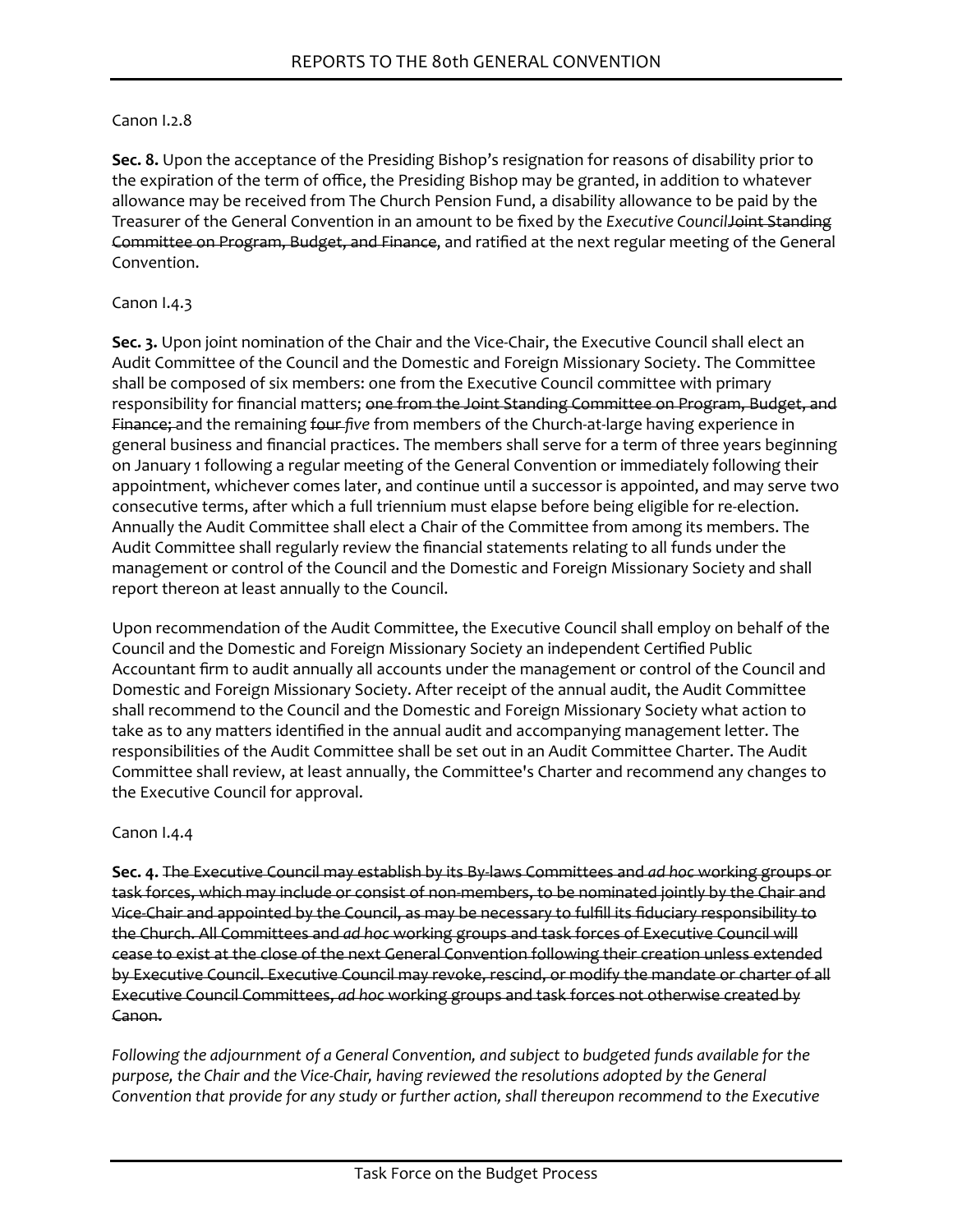Canon I.2.8

**Sec. 8.** Upon the acceptance of the Presiding Bishop's resignation for reasons of disability prior to the expiration of the term of office, the Presiding Bishop may be granted, in addition to whatever allowance may be received from The Church Pension Fund, a disability allowance to be paid by the Treasurer of the General Convention in an amount to be fixed by the *Executive Council*~~Joint Standing Committee on Program, Budget, and Finance~~, and ratified at the next regular meeting of the General Convention.

Canon I.4.3

**Sec. 3.** Upon joint nomination of the Chair and the Vice-Chair, the Executive Council shall elect an Audit Committee of the Council and the Domestic and Foreign Missionary Society. The Committee shall be composed of six members: one from the Executive Council committee with primary responsibility for financial matters; ~~one from the Joint Standing Committee on Program, Budget, and Finance;~~ and the remaining ~~four~~ *five* from members of the Church-at-large having experience in general business and financial practices. The members shall serve for a term of three years beginning on January 1 following a regular meeting of the General Convention or immediately following their appointment, whichever comes later, and continue until a successor is appointed, and may serve two consecutive terms, after which a full triennium must elapse before being eligible for re-election. Annually the Audit Committee shall elect a Chair of the Committee from among its members. The Audit Committee shall regularly review the financial statements relating to all funds under the management or control of the Council and the Domestic and Foreign Missionary Society and shall report thereon at least annually to the Council.

Upon recommendation of the Audit Committee, the Executive Council shall employ on behalf of the Council and the Domestic and Foreign Missionary Society an independent Certified Public Accountant firm to audit annually all accounts under the management or control of the Council and Domestic and Foreign Missionary Society. After receipt of the annual audit, the Audit Committee shall recommend to the Council and the Domestic and Foreign Missionary Society what action to take as to any matters identified in the annual audit and accompanying management letter. The responsibilities of the Audit Committee shall be set out in an Audit Committee Charter. The Audit Committee shall review, at least annually, the Committee's Charter and recommend any changes to the Executive Council for approval.

Canon I.4.4

**Sec. 4.** ~~The Executive Council may establish by its By-laws Committees and *ad hoc* working groups or task forces, which may include or consist of non-members, to be nominated jointly by the Chair and Vice-Chair and appointed by the Council, as may be necessary to fulfill its fiduciary responsibility to the Church. All Committees and *ad hoc* working groups and task forces of Executive Council will cease to exist at the close of the next General Convention following their creation unless extended by Executive Council. Executive Council may revoke, rescind, or modify the mandate or charter of all Executive Council Committees, *ad hoc* working groups and task forces not otherwise created by Canon.~~

*Following the adjournment of a General Convention, and subject to budgeted funds available for the purpose, the Chair and the Vice-Chair, having reviewed the resolutions adopted by the General Convention that provide for any study or further action, shall thereupon recommend to the Executive*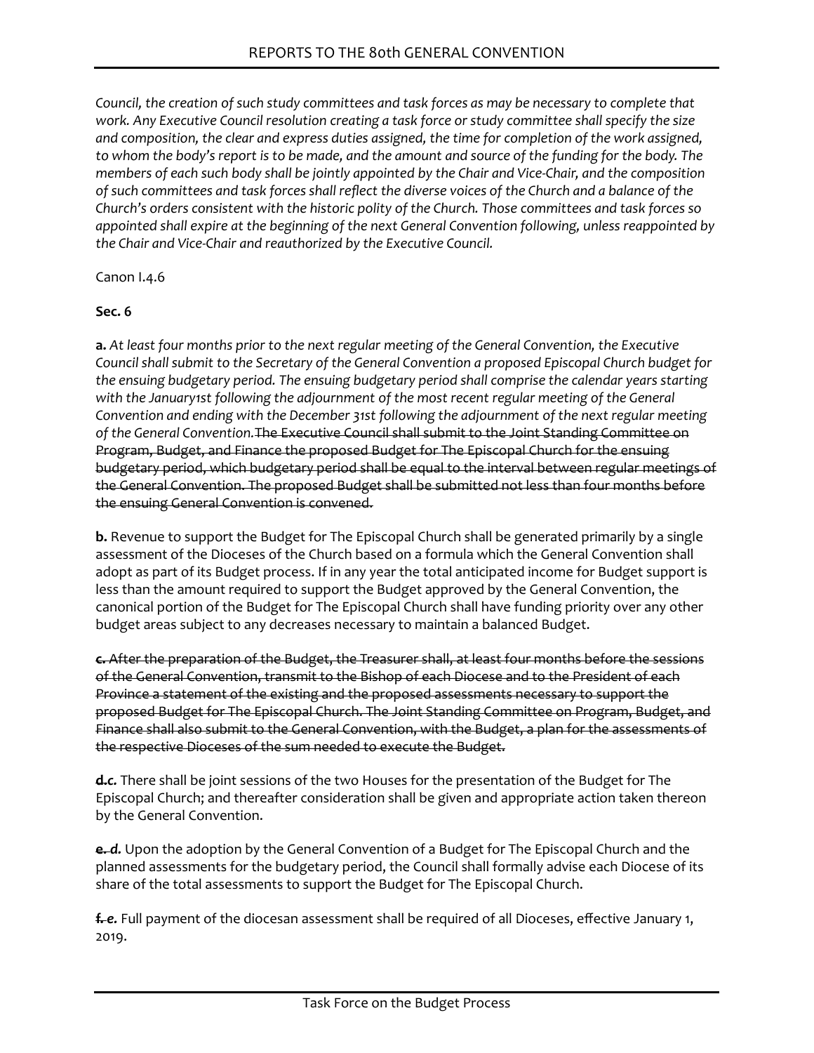*Council, the creation of such study committees and task forces as may be necessary to complete that work. Any Executive Council resolution creating a task force or study committee shall specify the size and composition, the clear and express duties assigned, the time for completion of the work assigned, to whom the body's report is to be made, and the amount and source of the funding for the body. The members of each such body shall be jointly appointed by the Chair and Vice-Chair, and the composition of such committees and task forces shall reflect the diverse voices of the Church and a balance of the Church's orders consistent with the historic polity of the Church. Those committees and task forces so appointed shall expire at the beginning of the next General Convention following, unless reappointed by the Chair and Vice-Chair and reauthorized by the Executive Council.*

Canon I.4.6

**Sec. 6**

**a.** *At least four months prior to the next regular meeting of the General Convention, the Executive Council shall submit to the Secretary of the General Convention a proposed Episcopal Church budget for the ensuing budgetary period. The ensuing budgetary period shall comprise the calendar years starting with the January1st following the adjournment of the most recent regular meeting of the General Convention and ending with the December 31st following the adjournment of the next regular meeting of the General Convention.*~~The Executive Council shall submit to the Joint Standing Committee on Program, Budget, and Finance the proposed Budget for The Episcopal Church for the ensuing budgetary period, which budgetary period shall be equal to the interval between regular meetings of the General Convention. The proposed Budget shall be submitted not less than four months before the ensuing General Convention is convened.~~

**b.** Revenue to support the Budget for The Episcopal Church shall be generated primarily by a single assessment of the Dioceses of the Church based on a formula which the General Convention shall adopt as part of its Budget process. If in any year the total anticipated income for Budget support is less than the amount required to support the Budget approved by the General Convention, the canonical portion of the Budget for The Episcopal Church shall have funding priority over any other budget areas subject to any decreases necessary to maintain a balanced Budget.

~~**c.** After the preparation of the Budget, the Treasurer shall, at least four months before the sessions of the General Convention, transmit to the Bishop of each Diocese and to the President of each Province a statement of the existing and the proposed assessments necessary to support the proposed Budget for The Episcopal Church. The Joint Standing Committee on Program, Budget, and Finance shall also submit to the General Convention, with the Budget, a plan for the assessments of the respective Dioceses of the sum needed to execute the Budget.~~

~~**d.**~~***c.*** There shall be joint sessions of the two Houses for the presentation of the Budget for The Episcopal Church; and thereafter consideration shall be given and appropriate action taken thereon by the General Convention.

~~**e.**~~ ***d.*** Upon the adoption by the General Convention of a Budget for The Episcopal Church and the planned assessments for the budgetary period, the Council shall formally advise each Diocese of its share of the total assessments to support the Budget for The Episcopal Church.

~~**f.**~~ ***e.*** Full payment of the diocesan assessment shall be required of all Dioceses, effective January 1, 2019.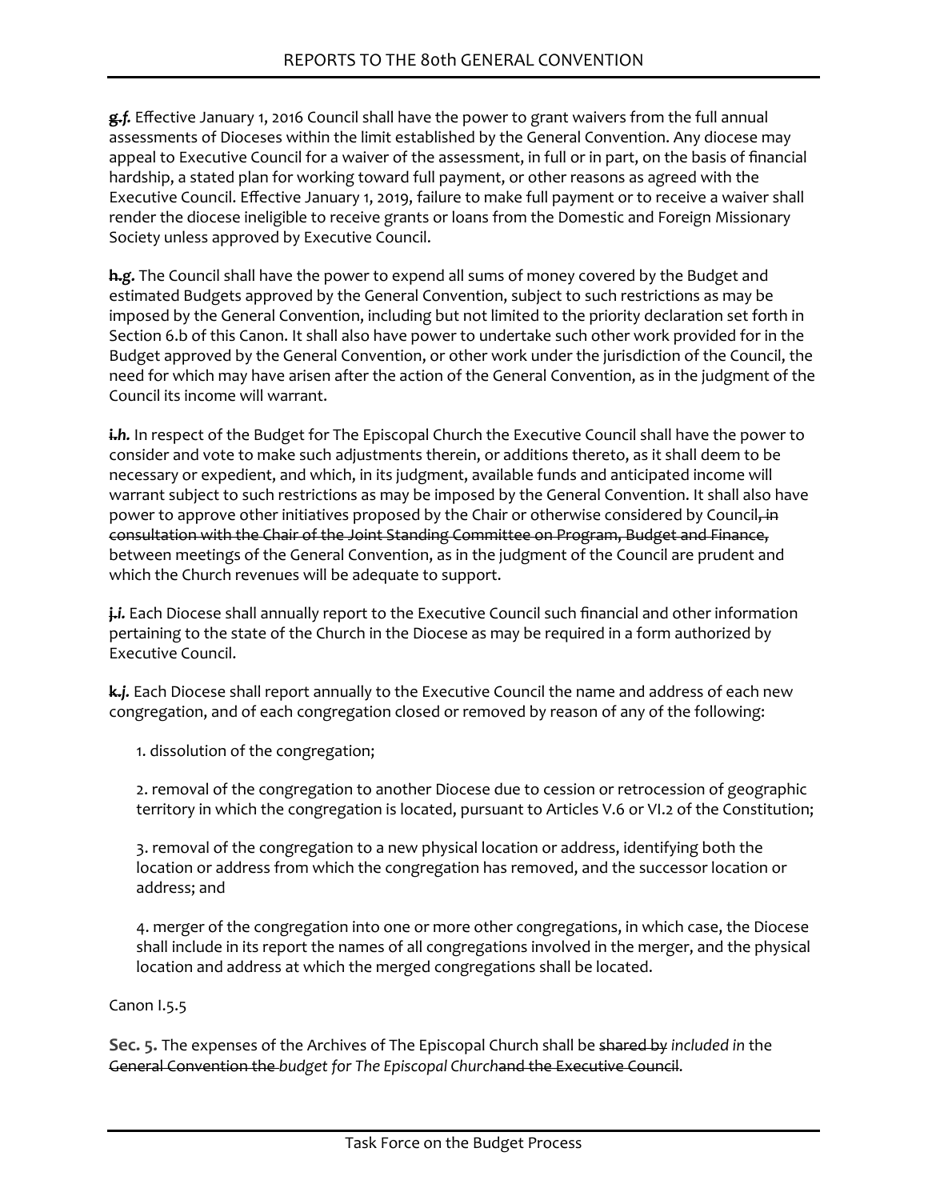~~*g.*~~*f.* Effective January 1, 2016 Council shall have the power to grant waivers from the full annual assessments of Dioceses within the limit established by the General Convention. Any diocese may appeal to Executive Council for a waiver of the assessment, in full or in part, on the basis of financial hardship, a stated plan for working toward full payment, or other reasons as agreed with the Executive Council. Effective January 1, 2019, failure to make full payment or to receive a waiver shall render the diocese ineligible to receive grants or loans from the Domestic and Foreign Missionary Society unless approved by Executive Council.

~~*h.*~~*g.* The Council shall have the power to expend all sums of money covered by the Budget and estimated Budgets approved by the General Convention, subject to such restrictions as may be imposed by the General Convention, including but not limited to the priority declaration set forth in Section 6.b of this Canon. It shall also have power to undertake such other work provided for in the Budget approved by the General Convention, or other work under the jurisdiction of the Council, the need for which may have arisen after the action of the General Convention, as in the judgment of the Council its income will warrant.

~~*i.*~~*h.* In respect of the Budget for The Episcopal Church the Executive Council shall have the power to consider and vote to make such adjustments therein, or additions thereto, as it shall deem to be necessary or expedient, and which, in its judgment, available funds and anticipated income will warrant subject to such restrictions as may be imposed by the General Convention. It shall also have power to approve other initiatives proposed by the Chair or otherwise considered by Council~~, in consultation with the Chair of the Joint Standing Committee on Program, Budget and Finance,~~ between meetings of the General Convention, as in the judgment of the Council are prudent and which the Church revenues will be adequate to support.

~~*j.*~~*i.* Each Diocese shall annually report to the Executive Council such financial and other information pertaining to the state of the Church in the Diocese as may be required in a form authorized by Executive Council.

~~*k.*~~*j.* Each Diocese shall report annually to the Executive Council the name and address of each new congregation, and of each congregation closed or removed by reason of any of the following:

1. dissolution of the congregation;

2. removal of the congregation to another Diocese due to cession or retrocession of geographic territory in which the congregation is located, pursuant to Articles V.6 or VI.2 of the Constitution;

3. removal of the congregation to a new physical location or address, identifying both the location or address from which the congregation has removed, and the successor location or address; and

4. merger of the congregation into one or more other congregations, in which case, the Diocese shall include in its report the names of all congregations involved in the merger, and the physical location and address at which the merged congregations shall be located.

Canon I.5.5

**Sec. 5.** The expenses of the Archives of The Episcopal Church shall be ~~shared by~~ *included in* the ~~General Convention the~~ *budget for The Episcopal Church*~~and the Executive Council~~.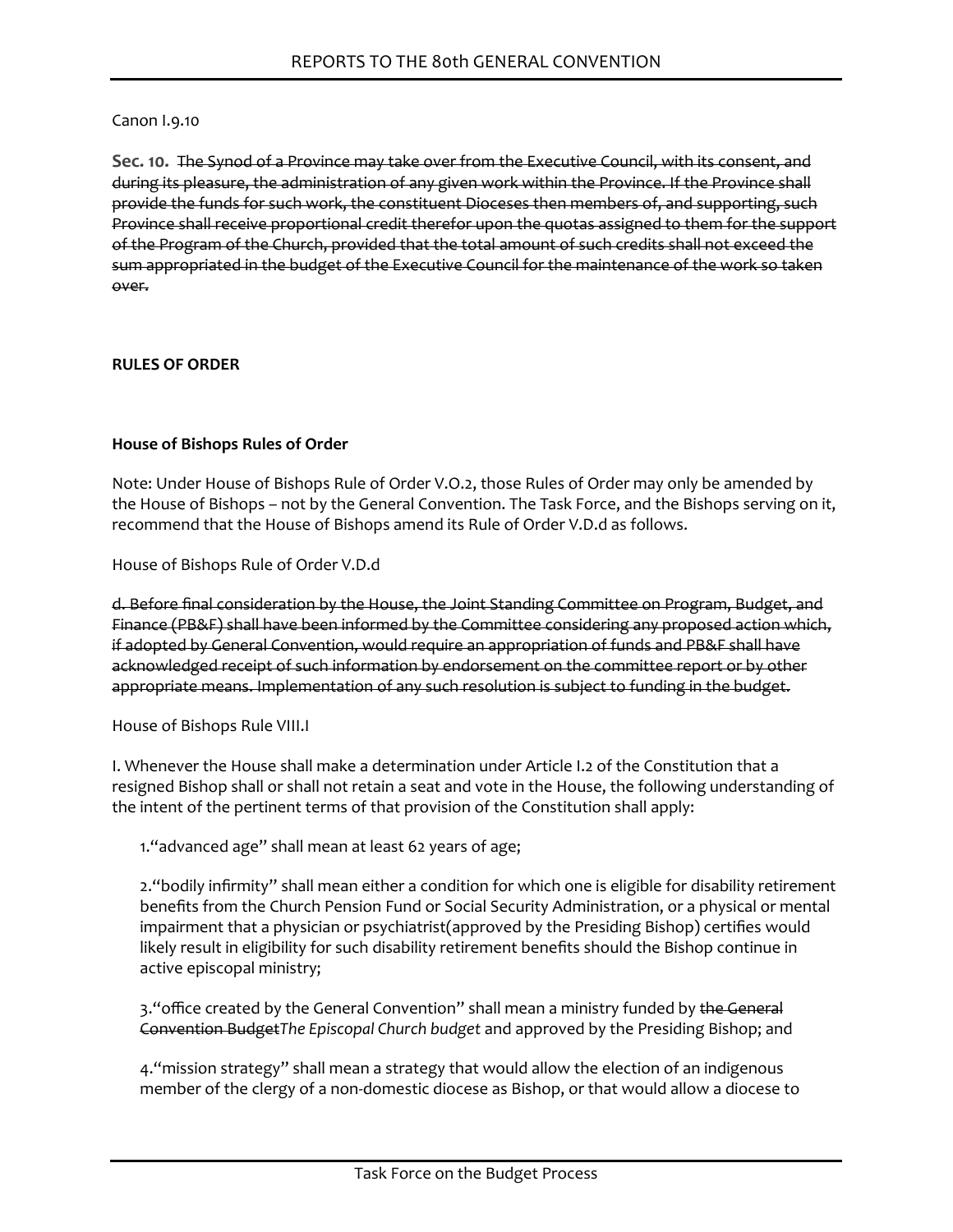Canon I.9.10

**Sec. 10.** ~~The Synod of a Province may take over from the Executive Council, with its consent, and during its pleasure, the administration of any given work within the Province. If the Province shall provide the funds for such work, the constituent Dioceses then members of, and supporting, such Province shall receive proportional credit therefor upon the quotas assigned to them for the support of the Program of the Church, provided that the total amount of such credits shall not exceed the sum appropriated in the budget of the Executive Council for the maintenance of the work so taken over.~~

**RULES OF ORDER**

**House of Bishops Rules of Order**

Note: Under House of Bishops Rule of Order V.O.2, those Rules of Order may only be amended by the House of Bishops – not by the General Convention. The Task Force, and the Bishops serving on it, recommend that the House of Bishops amend its Rule of Order V.D.d as follows.

House of Bishops Rule of Order V.D.d

~~d. Before final consideration by the House, the Joint Standing Committee on Program, Budget, and Finance (PB&F) shall have been informed by the Committee considering any proposed action which, if adopted by General Convention, would require an appropriation of funds and PB&F shall have acknowledged receipt of such information by endorsement on the committee report or by other appropriate means. Implementation of any such resolution is subject to funding in the budget.~~

House of Bishops Rule VIII.I

I. Whenever the House shall make a determination under Article I.2 of the Constitution that a resigned Bishop shall or shall not retain a seat and vote in the House, the following understanding of the intent of the pertinent terms of that provision of the Constitution shall apply:

1.“advanced age” shall mean at least 62 years of age;

2.“bodily infirmity” shall mean either a condition for which one is eligible for disability retirement benefits from the Church Pension Fund or Social Security Administration, or a physical or mental impairment that a physician or psychiatrist(approved by the Presiding Bishop) certifies would likely result in eligibility for such disability retirement benefits should the Bishop continue in active episcopal ministry;

3.“office created by the General Convention” shall mean a ministry funded by ~~the General Convention Budget~~*The Episcopal Church budget* and approved by the Presiding Bishop; and

4.“mission strategy” shall mean a strategy that would allow the election of an indigenous member of the clergy of a non-domestic diocese as Bishop, or that would allow a diocese to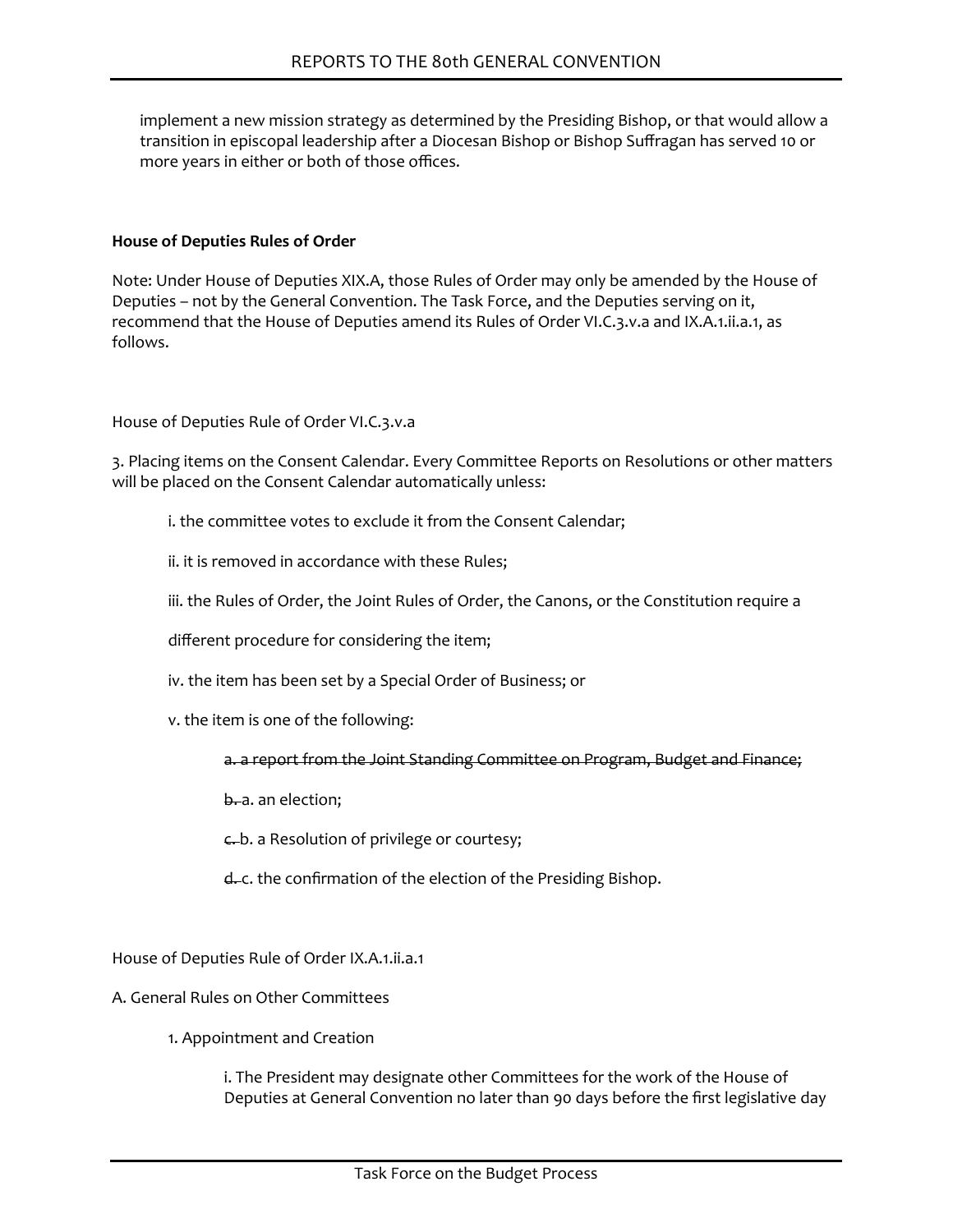implement a new mission strategy as determined by the Presiding Bishop, or that would allow a transition in episcopal leadership after a Diocesan Bishop or Bishop Suffragan has served 10 or more years in either or both of those offices.

**House of Deputies Rules of Order**

Note: Under House of Deputies XIX.A, those Rules of Order may only be amended by the House of Deputies – not by the General Convention. The Task Force, and the Deputies serving on it, recommend that the House of Deputies amend its Rules of Order VI.C.3.v.a and IX.A.1.ii.a.1, as follows.

House of Deputies Rule of Order VI.C.3.v.a

3. Placing items on the Consent Calendar. Every Committee Reports on Resolutions or other matters will be placed on the Consent Calendar automatically unless:

i. the committee votes to exclude it from the Consent Calendar;

ii. it is removed in accordance with these Rules;

iii. the Rules of Order, the Joint Rules of Order, the Canons, or the Constitution require a different procedure for considering the item;

iv. the item has been set by a Special Order of Business; or

v. the item is one of the following:

~~a. a report from the Joint Standing Committee on Program, Budget and Finance;~~

~~b.~~ a. an election;

~~c.~~ b. a Resolution of privilege or courtesy;

~~d.~~ c. the confirmation of the election of the Presiding Bishop.

House of Deputies Rule of Order IX.A.1.ii.a.1

A. General Rules on Other Committees

1. Appointment and Creation

i. The President may designate other Committees for the work of the House of Deputies at General Convention no later than 90 days before the first legislative day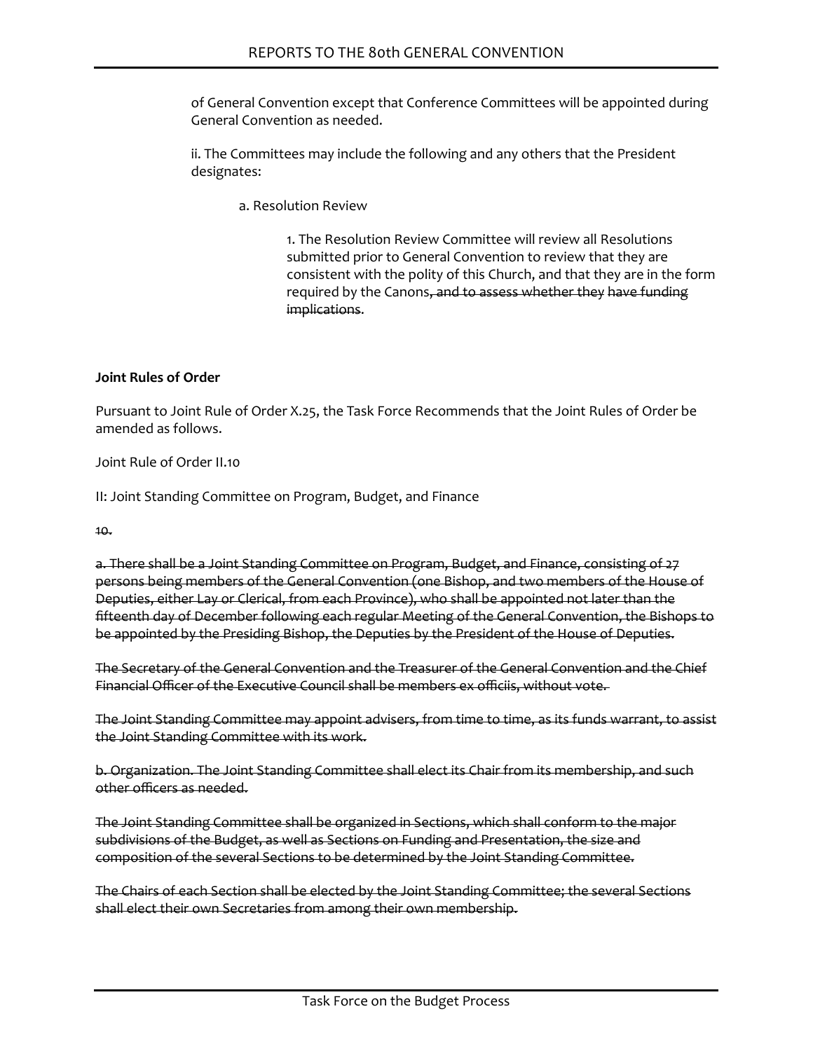of General Convention except that Conference Committees will be appointed during General Convention as needed.

ii. The Committees may include the following and any others that the President designates:

a. Resolution Review

1. The Resolution Review Committee will review all Resolutions submitted prior to General Convention to review that they are consistent with the polity of this Church, and that they are in the form required by the Canons~~, and to assess whether they have funding implications~~.

**Joint Rules of Order**

Pursuant to Joint Rule of Order X.25, the Task Force Recommends that the Joint Rules of Order be amended as follows.

Joint Rule of Order II.10

II: Joint Standing Committee on Program, Budget, and Finance

~~10.~~

~~a. There shall be a Joint Standing Committee on Program, Budget, and Finance, consisting of 27 persons being members of the General Convention (one Bishop, and two members of the House of Deputies, either Lay or Clerical, from each Province), who shall be appointed not later than the fifteenth day of December following each regular Meeting of the General Convention, the Bishops to be appointed by the Presiding Bishop, the Deputies by the President of the House of Deputies.~~

~~The Secretary of the General Convention and the Treasurer of the General Convention and the Chief Financial Officer of the Executive Council shall be members ex officiis, without vote.~~

~~The Joint Standing Committee may appoint advisers, from time to time, as its funds warrant, to assist the Joint Standing Committee with its work.~~

~~b. Organization. The Joint Standing Committee shall elect its Chair from its membership, and such other officers as needed.~~

~~The Joint Standing Committee shall be organized in Sections, which shall conform to the major subdivisions of the Budget, as well as Sections on Funding and Presentation, the size and composition of the several Sections to be determined by the Joint Standing Committee.~~

~~The Chairs of each Section shall be elected by the Joint Standing Committee; the several Sections shall elect their own Secretaries from among their own membership.~~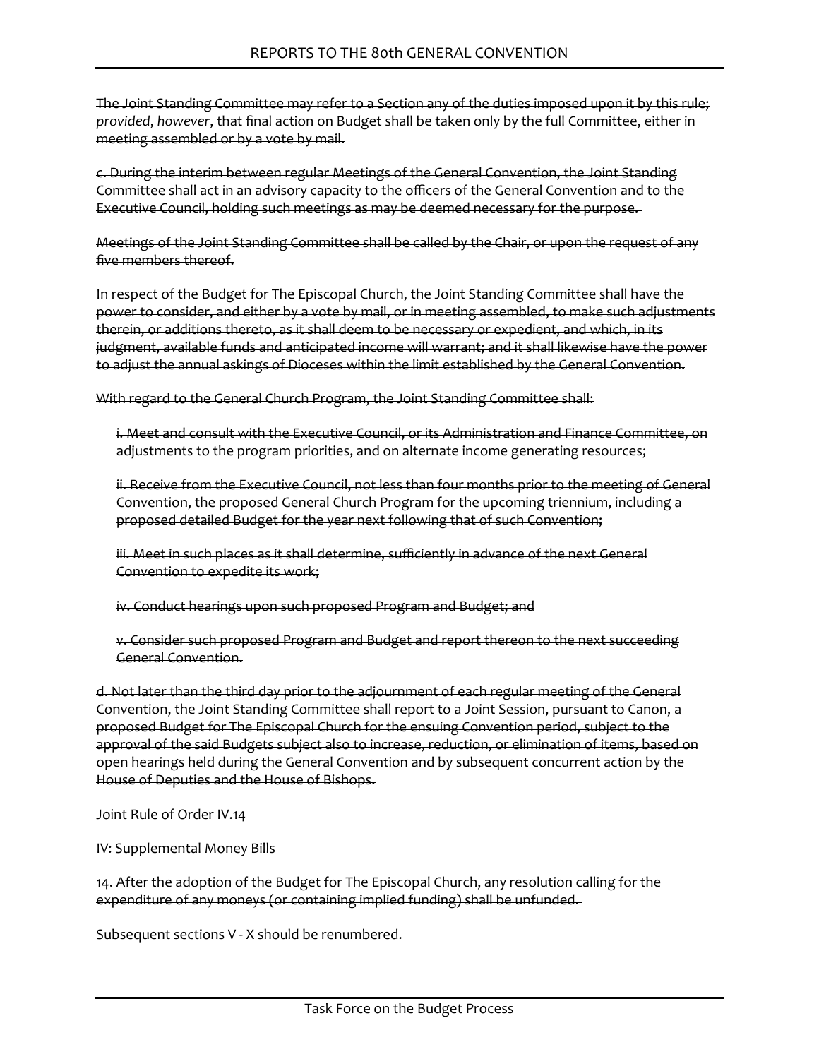~~The Joint Standing Committee may refer to a Section any of the duties imposed upon it by this rule; *provided*, *however*, that final action on Budget shall be taken only by the full Committee, either in meeting assembled or by a vote by mail.~~

~~c. During the interim between regular Meetings of the General Convention, the Joint Standing Committee shall act in an advisory capacity to the officers of the General Convention and to the Executive Council, holding such meetings as may be deemed necessary for the purpose.~~

~~Meetings of the Joint Standing Committee shall be called by the Chair, or upon the request of any five members thereof.~~

~~In respect of the Budget for The Episcopal Church, the Joint Standing Committee shall have the power to consider, and either by a vote by mail, or in meeting assembled, to make such adjustments therein, or additions thereto, as it shall deem to be necessary or expedient, and which, in its judgment, available funds and anticipated income will warrant; and it shall likewise have the power to adjust the annual askings of Dioceses within the limit established by the General Convention.~~

~~With regard to the General Church Program, the Joint Standing Committee shall:~~

> ~~i. Meet and consult with the Executive Council, or its Administration and Finance Committee, on adjustments to the program priorities, and on alternate income generating resources;~~
>
> ~~ii. Receive from the Executive Council, not less than four months prior to the meeting of General Convention, the proposed General Church Program for the upcoming triennium, including a proposed detailed Budget for the year next following that of such Convention;~~
>
> ~~iii. Meet in such places as it shall determine, sufficiently in advance of the next General Convention to expedite its work;~~
>
> ~~iv. Conduct hearings upon such proposed Program and Budget; and~~
>
> ~~v. Consider such proposed Program and Budget and report thereon to the next succeeding General Convention.~~

~~d. Not later than the third day prior to the adjournment of each regular meeting of the General Convention, the Joint Standing Committee shall report to a Joint Session, pursuant to Canon, a proposed Budget for The Episcopal Church for the ensuing Convention period, subject to the approval of the said Budgets subject also to increase, reduction, or elimination of items, based on open hearings held during the General Convention and by subsequent concurrent action by the House of Deputies and the House of Bishops.~~

Joint Rule of Order IV.14

~~IV: Supplemental Money Bills~~

14. ~~After the adoption of the Budget for The Episcopal Church, any resolution calling for the expenditure of any moneys (or containing implied funding) shall be unfunded.~~

Subsequent sections V - X should be renumbered.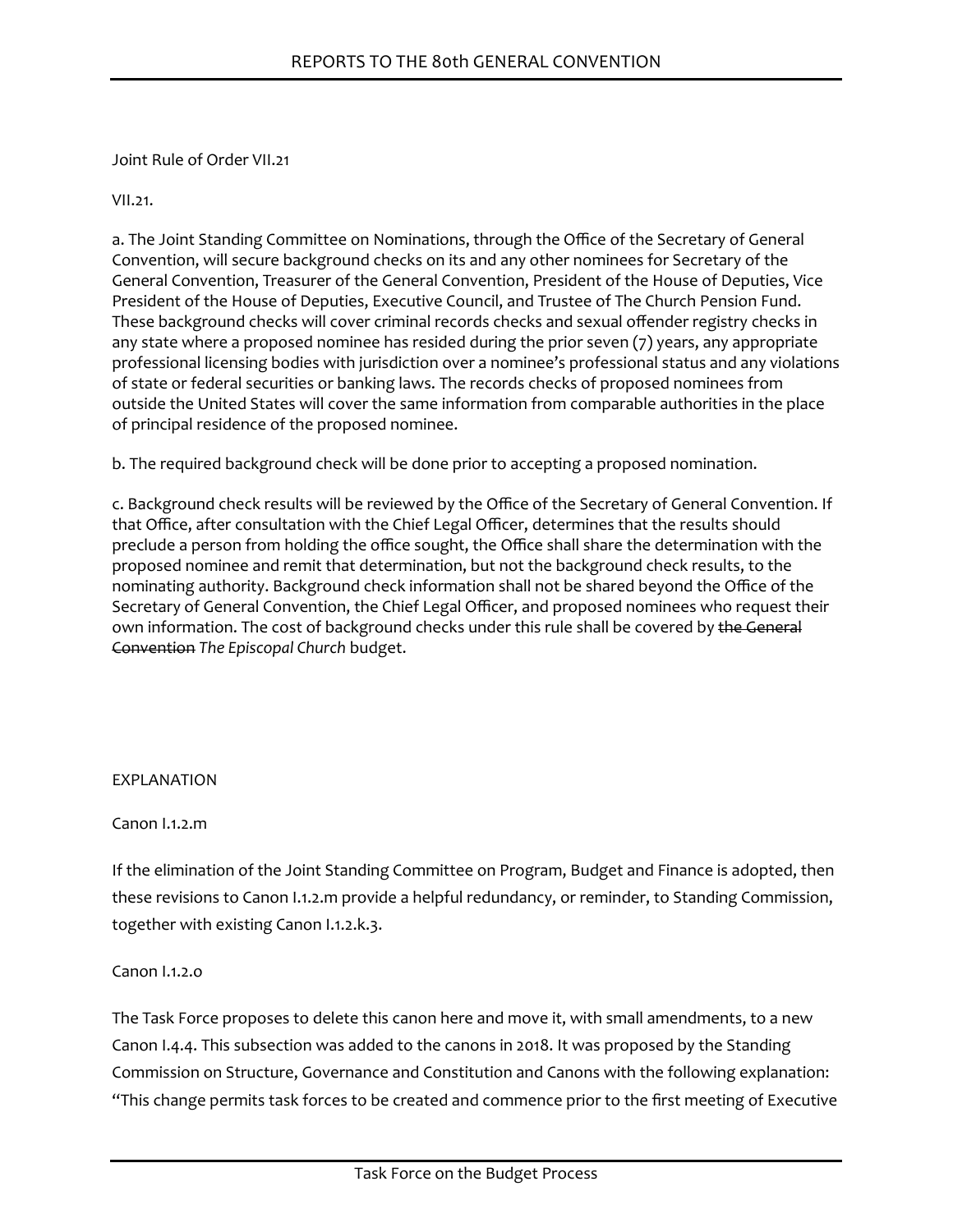Joint Rule of Order VII.21

VII.21.

a. The Joint Standing Committee on Nominations, through the Office of the Secretary of General Convention, will secure background checks on its and any other nominees for Secretary of the General Convention, Treasurer of the General Convention, President of the House of Deputies, Vice President of the House of Deputies, Executive Council, and Trustee of The Church Pension Fund. These background checks will cover criminal records checks and sexual offender registry checks in any state where a proposed nominee has resided during the prior seven (7) years, any appropriate professional licensing bodies with jurisdiction over a nominee's professional status and any violations of state or federal securities or banking laws. The records checks of proposed nominees from outside the United States will cover the same information from comparable authorities in the place of principal residence of the proposed nominee.

b. The required background check will be done prior to accepting a proposed nomination.

c. Background check results will be reviewed by the Office of the Secretary of General Convention. If that Office, after consultation with the Chief Legal Officer, determines that the results should preclude a person from holding the office sought, the Office shall share the determination with the proposed nominee and remit that determination, but not the background check results, to the nominating authority. Background check information shall not be shared beyond the Office of the Secretary of General Convention, the Chief Legal Officer, and proposed nominees who request their own information. The cost of background checks under this rule shall be covered by ~~the General Convention~~ *The Episcopal Church* budget.

EXPLANATION

Canon I.1.2.m

If the elimination of the Joint Standing Committee on Program, Budget and Finance is adopted, then these revisions to Canon I.1.2.m provide a helpful redundancy, or reminder, to Standing Commission, together with existing Canon I.1.2.k.3.

Canon I.1.2.o

The Task Force proposes to delete this canon here and move it, with small amendments, to a new Canon I.4.4. This subsection was added to the canons in 2018. It was proposed by the Standing Commission on Structure, Governance and Constitution and Canons with the following explanation: "This change permits task forces to be created and commence prior to the first meeting of Executive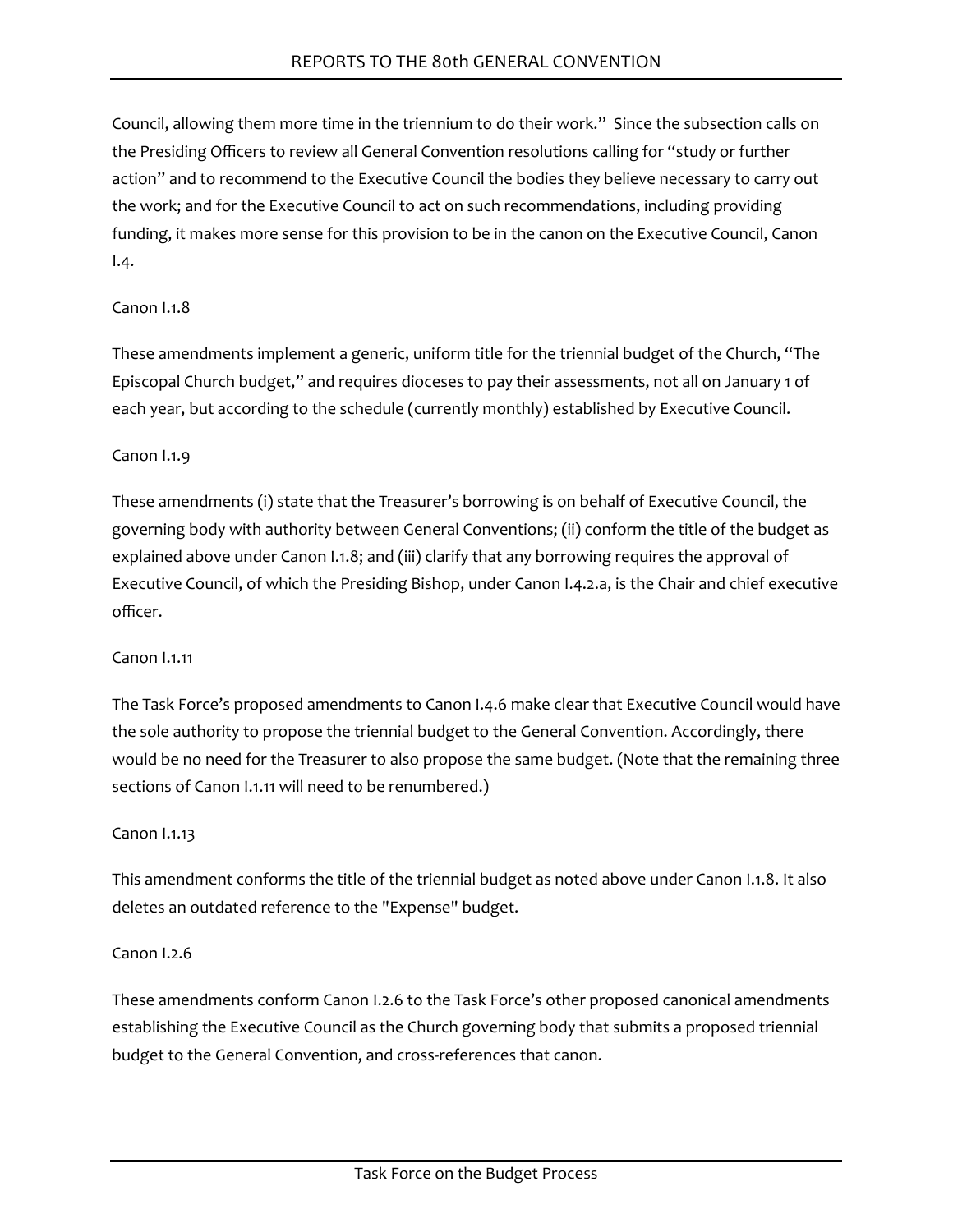Council, allowing them more time in the triennium to do their work." Since the subsection calls on the Presiding Officers to review all General Convention resolutions calling for "study or further action" and to recommend to the Executive Council the bodies they believe necessary to carry out the work; and for the Executive Council to act on such recommendations, including providing funding, it makes more sense for this provision to be in the canon on the Executive Council, Canon I.4.

Canon I.1.8

These amendments implement a generic, uniform title for the triennial budget of the Church, "The Episcopal Church budget," and requires dioceses to pay their assessments, not all on January 1 of each year, but according to the schedule (currently monthly) established by Executive Council.

Canon I.1.9

These amendments (i) state that the Treasurer's borrowing is on behalf of Executive Council, the governing body with authority between General Conventions; (ii) conform the title of the budget as explained above under Canon I.1.8; and (iii) clarify that any borrowing requires the approval of Executive Council, of which the Presiding Bishop, under Canon I.4.2.a, is the Chair and chief executive officer.

Canon I.1.11

The Task Force's proposed amendments to Canon I.4.6 make clear that Executive Council would have the sole authority to propose the triennial budget to the General Convention. Accordingly, there would be no need for the Treasurer to also propose the same budget. (Note that the remaining three sections of Canon I.1.11 will need to be renumbered.)

Canon I.1.13

This amendment conforms the title of the triennial budget as noted above under Canon I.1.8. It also deletes an outdated reference to the "Expense" budget.

Canon I.2.6

These amendments conform Canon I.2.6 to the Task Force's other proposed canonical amendments establishing the Executive Council as the Church governing body that submits a proposed triennial budget to the General Convention, and cross-references that canon.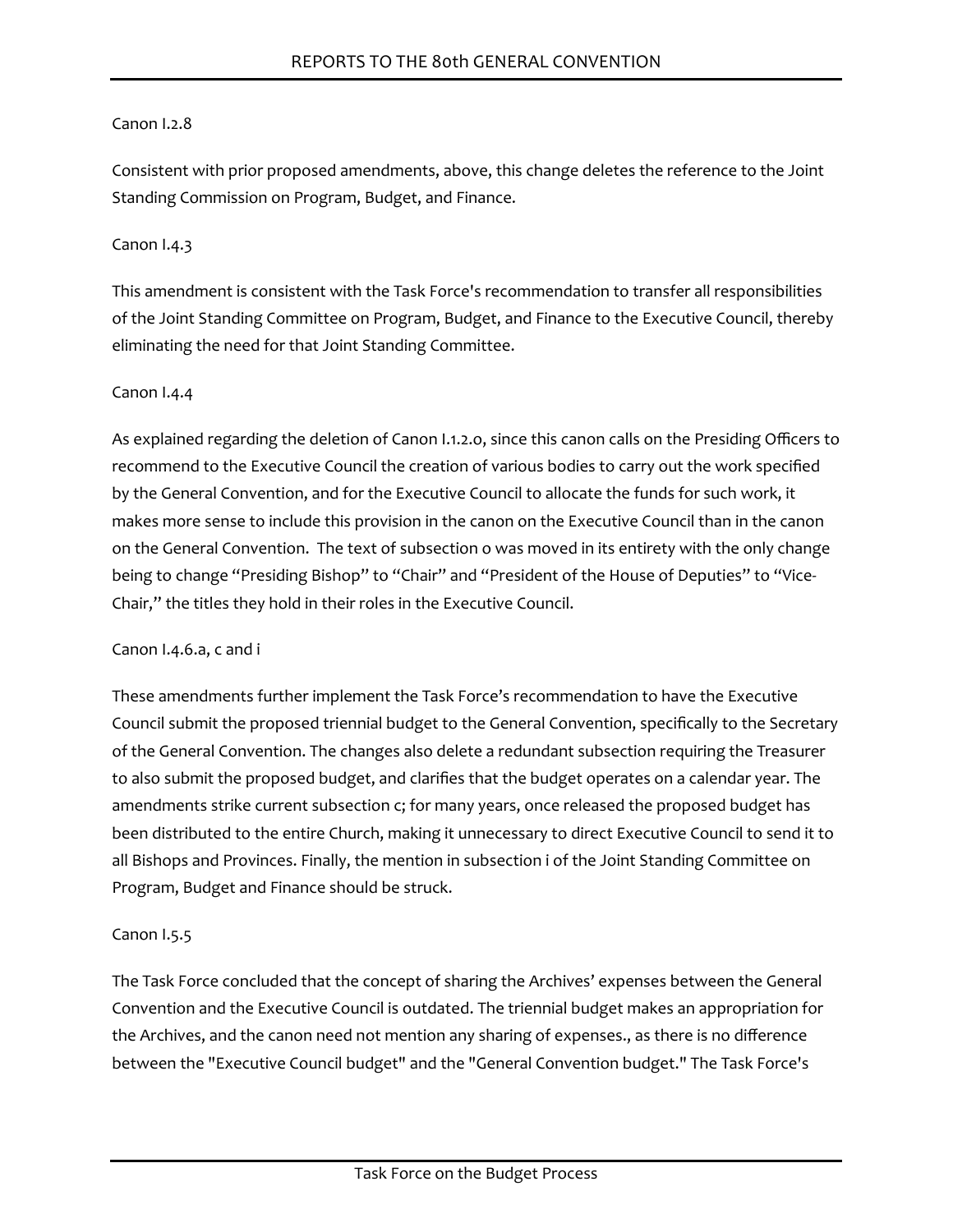Canon I.2.8

Consistent with prior proposed amendments, above, this change deletes the reference to the Joint Standing Commission on Program, Budget, and Finance.

Canon I.4.3

This amendment is consistent with the Task Force's recommendation to transfer all responsibilities of the Joint Standing Committee on Program, Budget, and Finance to the Executive Council, thereby eliminating the need for that Joint Standing Committee.

Canon I.4.4

As explained regarding the deletion of Canon I.1.2.o, since this canon calls on the Presiding Officers to recommend to the Executive Council the creation of various bodies to carry out the work specified by the General Convention, and for the Executive Council to allocate the funds for such work, it makes more sense to include this provision in the canon on the Executive Council than in the canon on the General Convention. The text of subsection o was moved in its entirety with the only change being to change "Presiding Bishop" to "Chair" and "President of the House of Deputies" to "Vice-Chair," the titles they hold in their roles in the Executive Council.

Canon I.4.6.a, c and i

These amendments further implement the Task Force's recommendation to have the Executive Council submit the proposed triennial budget to the General Convention, specifically to the Secretary of the General Convention. The changes also delete a redundant subsection requiring the Treasurer to also submit the proposed budget, and clarifies that the budget operates on a calendar year. The amendments strike current subsection c; for many years, once released the proposed budget has been distributed to the entire Church, making it unnecessary to direct Executive Council to send it to all Bishops and Provinces. Finally, the mention in subsection i of the Joint Standing Committee on Program, Budget and Finance should be struck.

Canon I.5.5

The Task Force concluded that the concept of sharing the Archives' expenses between the General Convention and the Executive Council is outdated. The triennial budget makes an appropriation for the Archives, and the canon need not mention any sharing of expenses., as there is no difference between the "Executive Council budget" and the "General Convention budget." The Task Force's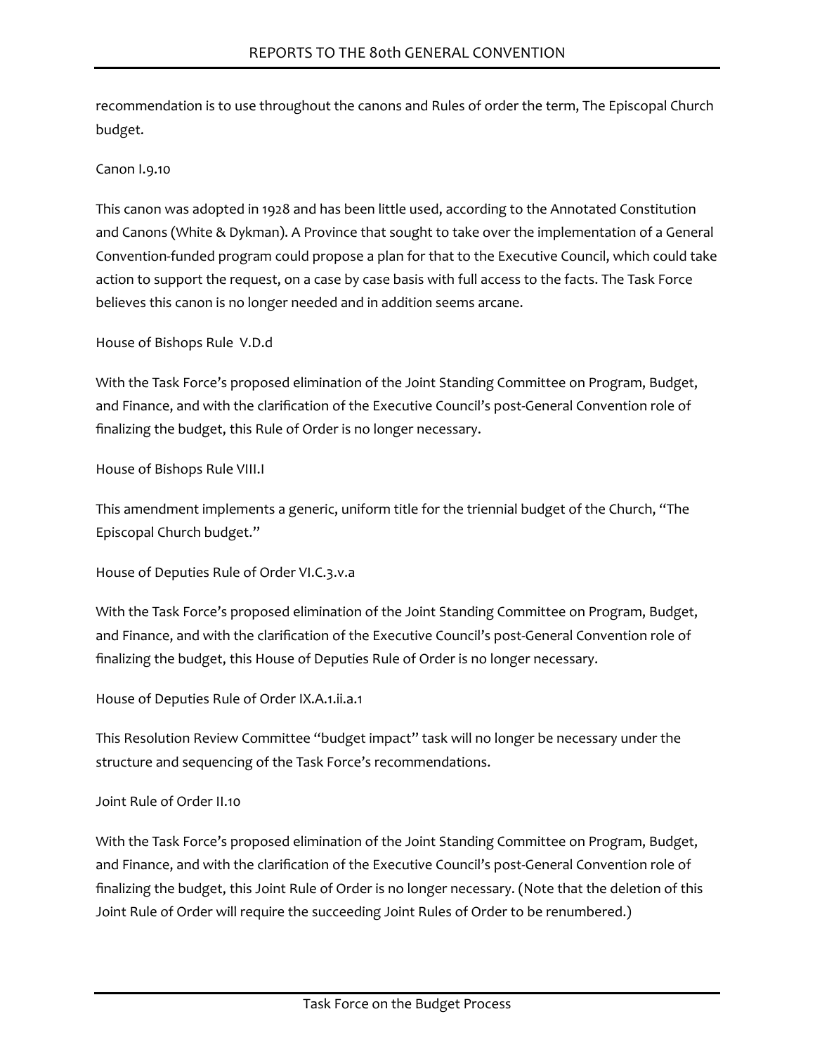recommendation is to use throughout the canons and Rules of order the term, The Episcopal Church budget.

Canon I.9.10

This canon was adopted in 1928 and has been little used, according to the Annotated Constitution and Canons (White & Dykman). A Province that sought to take over the implementation of a General Convention-funded program could propose a plan for that to the Executive Council, which could take action to support the request, on a case by case basis with full access to the facts. The Task Force believes this canon is no longer needed and in addition seems arcane.

House of Bishops Rule V.D.d

With the Task Force's proposed elimination of the Joint Standing Committee on Program, Budget, and Finance, and with the clarification of the Executive Council's post-General Convention role of finalizing the budget, this Rule of Order is no longer necessary.

House of Bishops Rule VIII.I

This amendment implements a generic, uniform title for the triennial budget of the Church, "The Episcopal Church budget."

House of Deputies Rule of Order VI.C.3.v.a

With the Task Force's proposed elimination of the Joint Standing Committee on Program, Budget, and Finance, and with the clarification of the Executive Council's post-General Convention role of finalizing the budget, this House of Deputies Rule of Order is no longer necessary.

House of Deputies Rule of Order IX.A.1.ii.a.1

This Resolution Review Committee "budget impact" task will no longer be necessary under the structure and sequencing of the Task Force's recommendations.

Joint Rule of Order II.10

With the Task Force's proposed elimination of the Joint Standing Committee on Program, Budget, and Finance, and with the clarification of the Executive Council's post-General Convention role of finalizing the budget, this Joint Rule of Order is no longer necessary. (Note that the deletion of this Joint Rule of Order will require the succeeding Joint Rules of Order to be renumbered.)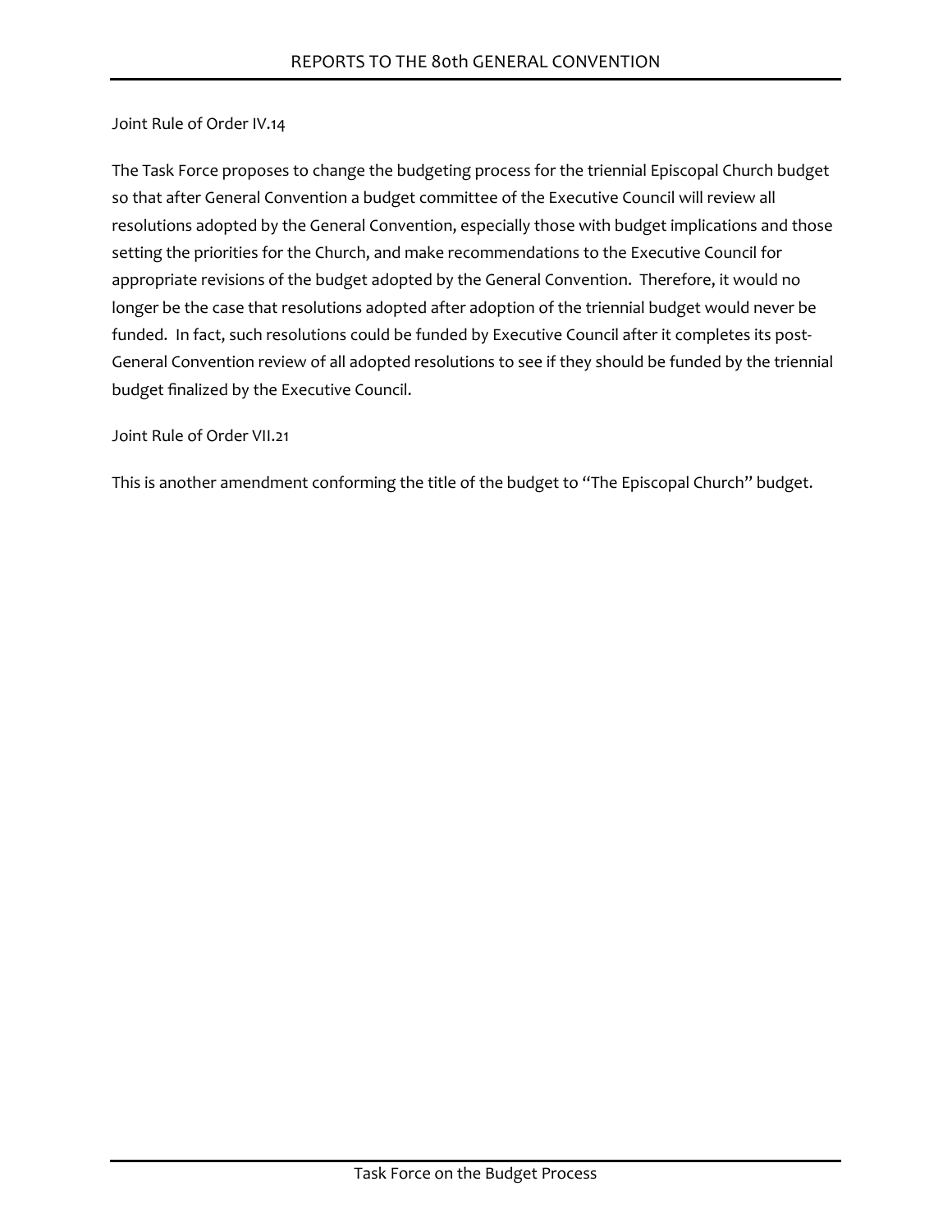Joint Rule of Order IV.14

The Task Force proposes to change the budgeting process for the triennial Episcopal Church budget so that after General Convention a budget committee of the Executive Council will review all resolutions adopted by the General Convention, especially those with budget implications and those setting the priorities for the Church, and make recommendations to the Executive Council for appropriate revisions of the budget adopted by the General Convention. Therefore, it would no longer be the case that resolutions adopted after adoption of the triennial budget would never be funded. In fact, such resolutions could be funded by Executive Council after it completes its post-General Convention review of all adopted resolutions to see if they should be funded by the triennial budget finalized by the Executive Council.

Joint Rule of Order VII.21

This is another amendment conforming the title of the budget to "The Episcopal Church" budget.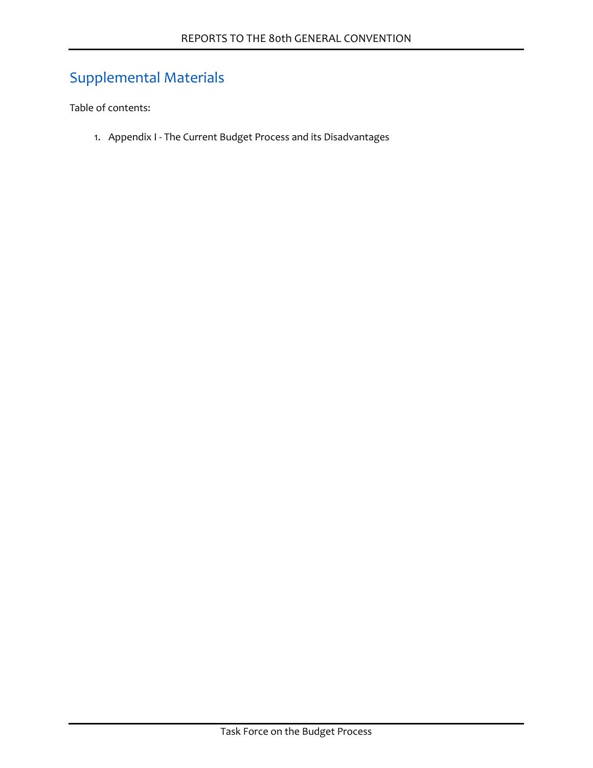# Supplemental Materials

Table of contents:

1. Appendix I - The Current Budget Process and its Disadvantages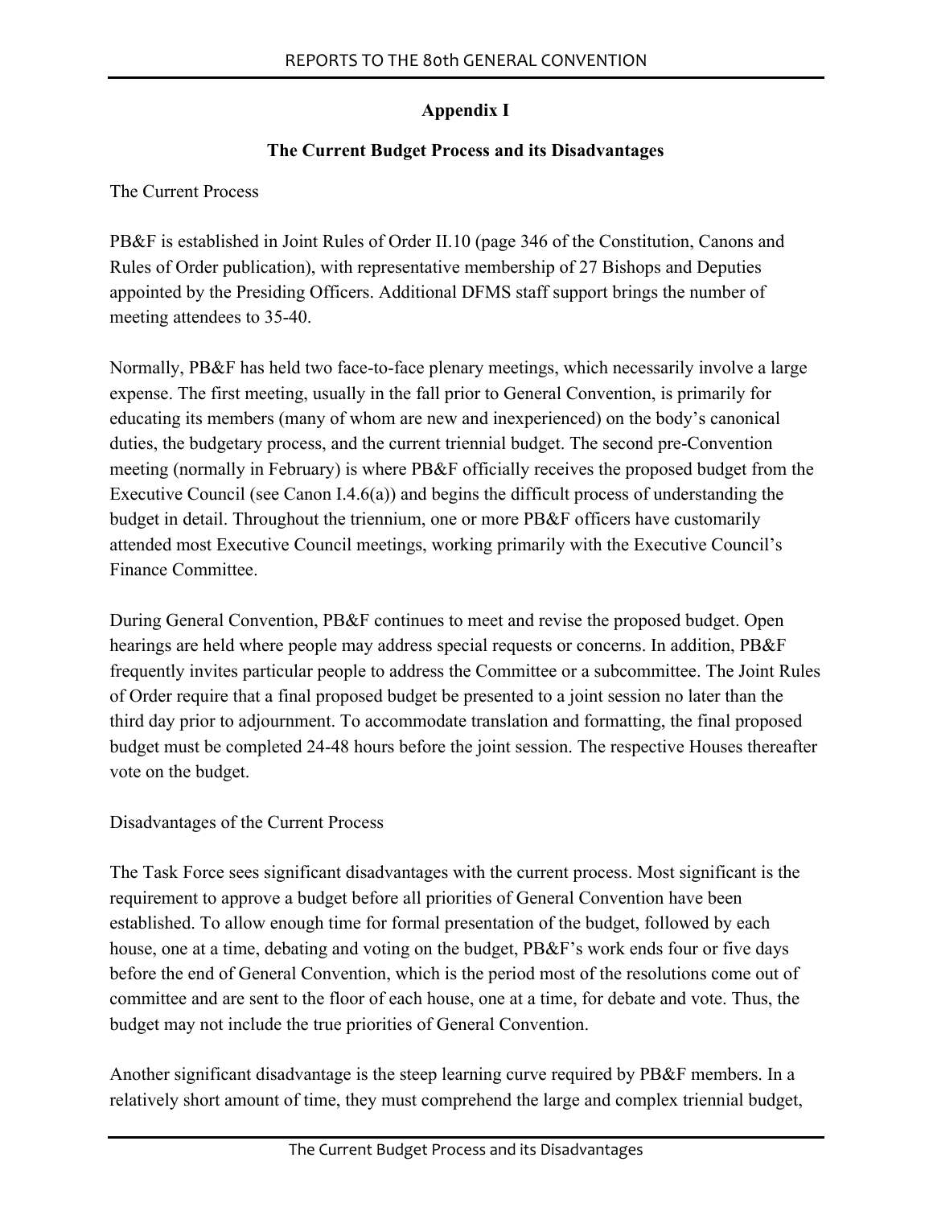## Appendix I

### The Current Budget Process and its Disadvantages

The Current Process

PB&F is established in Joint Rules of Order II.10 (page 346 of the Constitution, Canons and Rules of Order publication), with representative membership of 27 Bishops and Deputies appointed by the Presiding Officers. Additional DFMS staff support brings the number of meeting attendees to 35-40.

Normally, PB&F has held two face-to-face plenary meetings, which necessarily involve a large expense. The first meeting, usually in the fall prior to General Convention, is primarily for educating its members (many of whom are new and inexperienced) on the body's canonical duties, the budgetary process, and the current triennial budget. The second pre-Convention meeting (normally in February) is where PB&F officially receives the proposed budget from the Executive Council (see Canon I.4.6(a)) and begins the difficult process of understanding the budget in detail. Throughout the triennium, one or more PB&F officers have customarily attended most Executive Council meetings, working primarily with the Executive Council's Finance Committee.

During General Convention, PB&F continues to meet and revise the proposed budget. Open hearings are held where people may address special requests or concerns. In addition, PB&F frequently invites particular people to address the Committee or a subcommittee. The Joint Rules of Order require that a final proposed budget be presented to a joint session no later than the third day prior to adjournment. To accommodate translation and formatting, the final proposed budget must be completed 24-48 hours before the joint session. The respective Houses thereafter vote on the budget.

Disadvantages of the Current Process

The Task Force sees significant disadvantages with the current process. Most significant is the requirement to approve a budget before all priorities of General Convention have been established. To allow enough time for formal presentation of the budget, followed by each house, one at a time, debating and voting on the budget, PB&F's work ends four or five days before the end of General Convention, which is the period most of the resolutions come out of committee and are sent to the floor of each house, one at a time, for debate and vote. Thus, the budget may not include the true priorities of General Convention.

Another significant disadvantage is the steep learning curve required by PB&F members. In a relatively short amount of time, they must comprehend the large and complex triennial budget,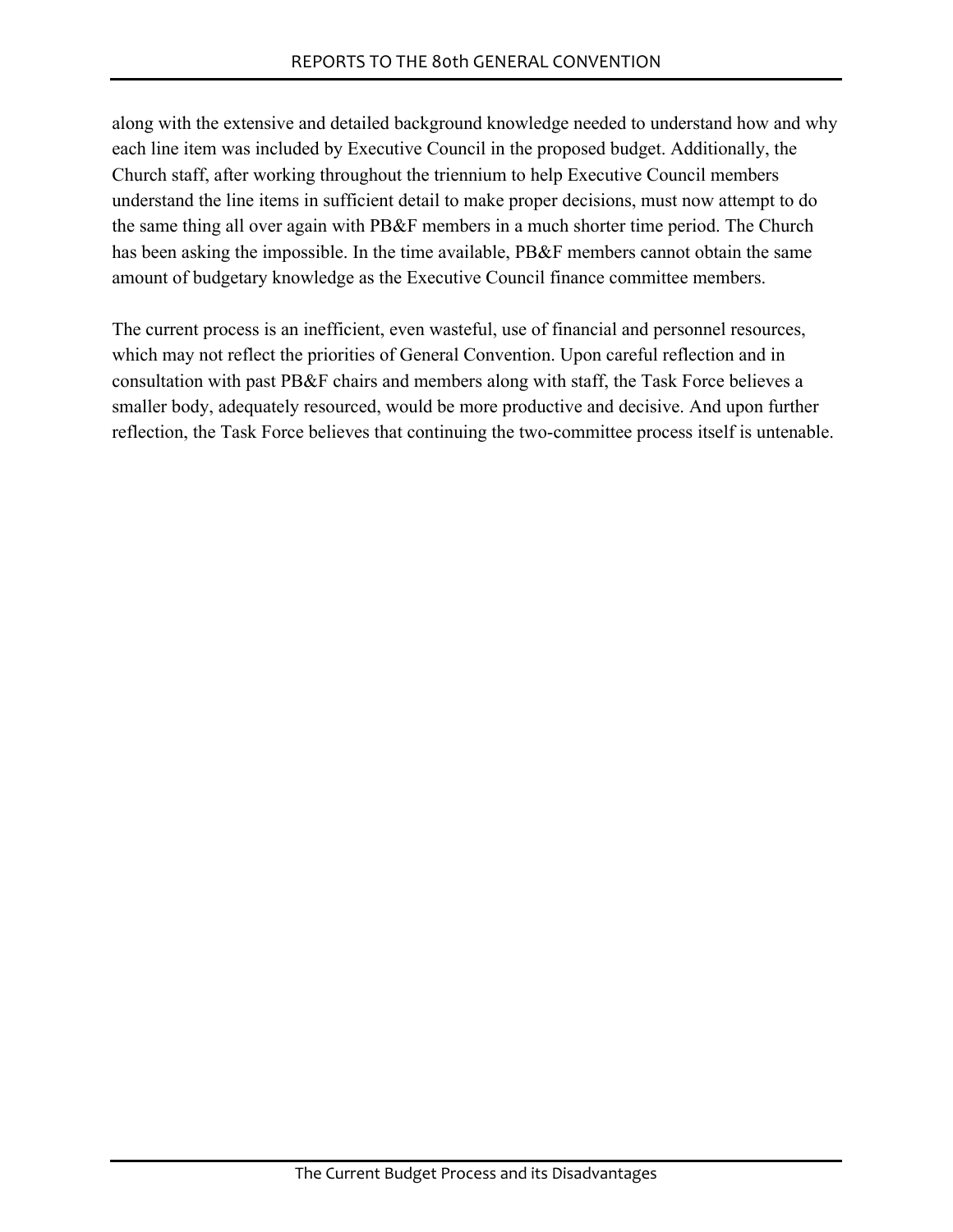along with the extensive and detailed background knowledge needed to understand how and why each line item was included by Executive Council in the proposed budget. Additionally, the Church staff, after working throughout the triennium to help Executive Council members understand the line items in sufficient detail to make proper decisions, must now attempt to do the same thing all over again with PB&F members in a much shorter time period. The Church has been asking the impossible. In the time available, PB&F members cannot obtain the same amount of budgetary knowledge as the Executive Council finance committee members.

The current process is an inefficient, even wasteful, use of financial and personnel resources, which may not reflect the priorities of General Convention. Upon careful reflection and in consultation with past PB&F chairs and members along with staff, the Task Force believes a smaller body, adequately resourced, would be more productive and decisive. And upon further reflection, the Task Force believes that continuing the two-committee process itself is untenable.